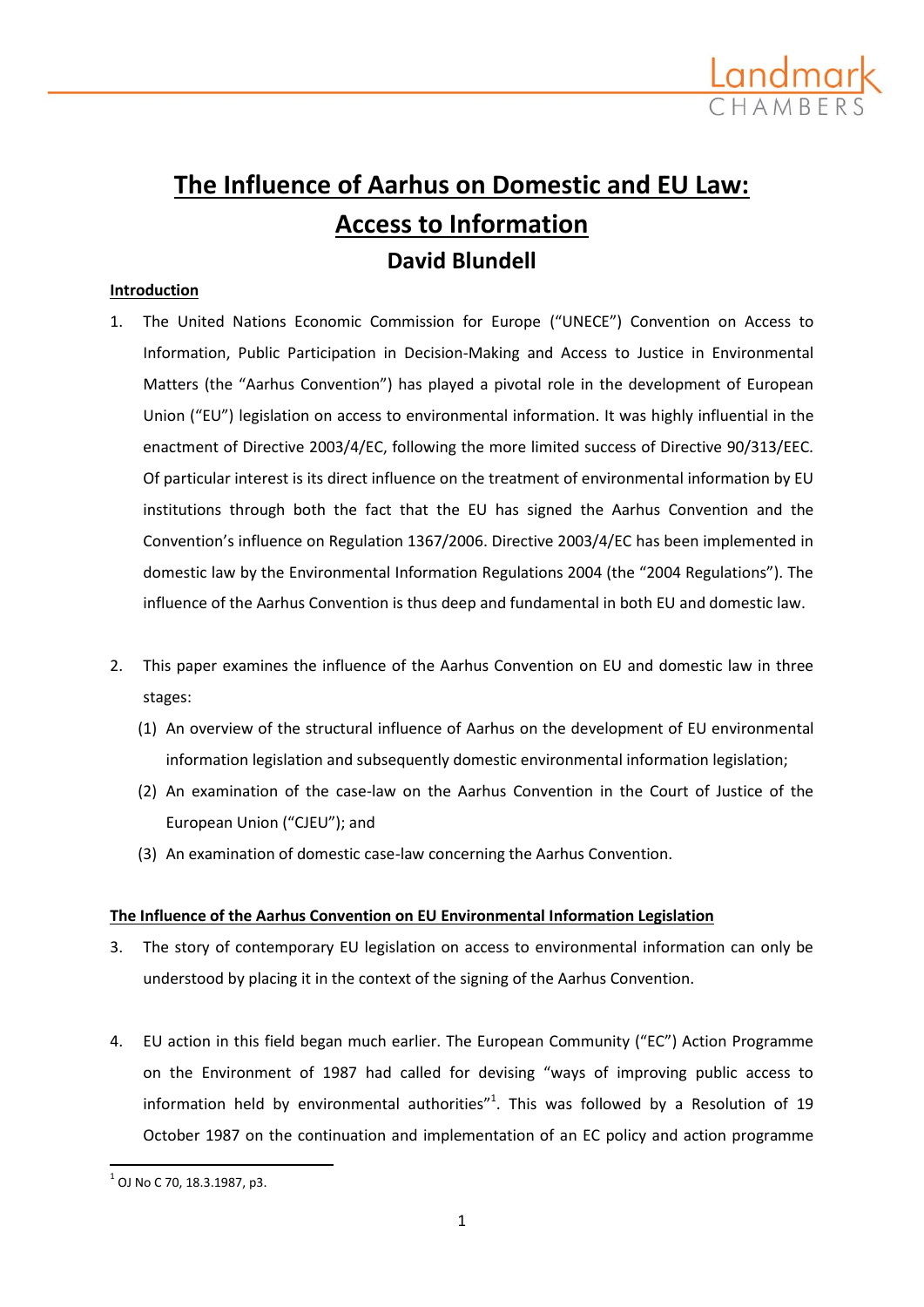# The Influence of Aarhus on Domestic and EU Law: Access to Information

## David Blundell

### Introduction

1. The United Nations Economic Commission for Europe ("UNECE") Convention on Access to Information, Public Participation in Decision-Making and Access to Justice in Environmental Matters (the "Aarhus Convention") has played a pivotal role in the development of European Union ("EU") legislation on access to environmental information. It was highly influential in the enactment of Directive 2003/4/EC, following the more limited success of Directive 90/313/EEC. Of particular interest is its direct influence on the treatment of environmental information by EU institutions through both the fact that the EU has signed the Aarhus Convention and the Convention's influence on Regulation 1367/2006. Directive 2003/4/EC has been implemented in domestic law by the Environmental Information Regulations 2004 (the "2004 Regulations"). The influence of the Aarhus Convention is thus deep and fundamental in both EU and domestic law.

2. This paper examines the influence of the Aarhus Convention on EU and domestic law in three stages:
   (1) An overview of the structural influence of Aarhus on the development of EU environmental information legislation and subsequently domestic environmental information legislation;
   (2) An examination of the case-law on the Aarhus Convention in the Court of Justice of the European Union ("CJEU"); and
   (3) An examination of domestic case-law concerning the Aarhus Convention.

### The Influence of the Aarhus Convention on EU Environmental Information Legislation

3. The story of contemporary EU legislation on access to environmental information can only be understood by placing it in the context of the signing of the Aarhus Convention.

4. EU action in this field began much earlier. The European Community ("EC") Action Programme on the Environment of 1987 had called for devising "ways of improving public access to information held by environmental authorities"[1]. This was followed by a Resolution of 19 October 1987 on the continuation and implementation of an EC policy and action programme

[1] OJ No C 70, 18.3.1987, p3.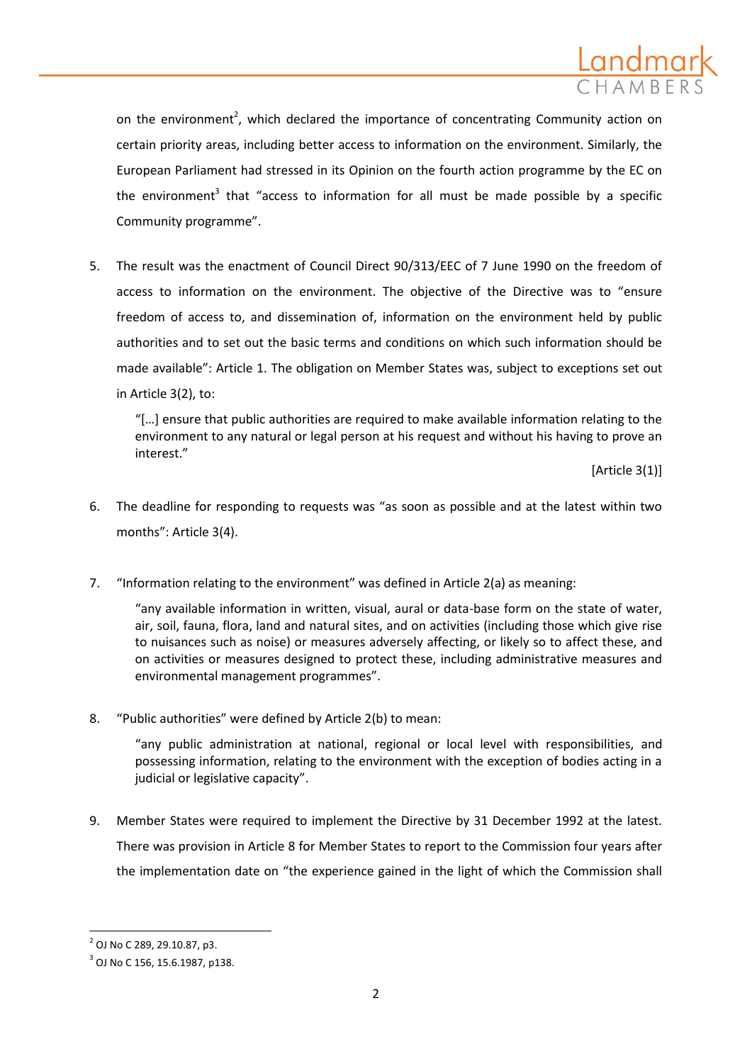on the environment[2], which declared the importance of concentrating Community action on certain priority areas, including better access to information on the environment. Similarly, the European Parliament had stressed in its Opinion on the fourth action programme by the EC on the environment[3] that "access to information for all must be made possible by a specific Community programme".

5. The result was the enactment of Council Direct 90/313/EEC of 7 June 1990 on the freedom of access to information on the environment. The objective of the Directive was to "ensure freedom of access to, and dissemination of, information on the environment held by public authorities and to set out the basic terms and conditions on which such information should be made available": Article 1. The obligation on Member States was, subject to exceptions set out in Article 3(2), to:

> "[…] ensure that public authorities are required to make available information relating to the environment to any natural or legal person at his request and without his having to prove an interest."
>
> [Article 3(1)]

6. The deadline for responding to requests was "as soon as possible and at the latest within two months": Article 3(4).

7. "Information relating to the environment" was defined in Article 2(a) as meaning:

> "any available information in written, visual, aural or data-base form on the state of water, air, soil, fauna, flora, land and natural sites, and on activities (including those which give rise to nuisances such as noise) or measures adversely affecting, or likely so to affect these, and on activities or measures designed to protect these, including administrative measures and environmental management programmes".

8. "Public authorities" were defined by Article 2(b) to mean:

> "any public administration at national, regional or local level with responsibilities, and possessing information, relating to the environment with the exception of bodies acting in a judicial or legislative capacity".

9. Member States were required to implement the Directive by 31 December 1992 at the latest. There was provision in Article 8 for Member States to report to the Commission four years after the implementation date on "the experience gained in the light of which the Commission shall

---

[2] OJ No C 289, 29.10.87, p3.

[3] OJ No C 156, 15.6.1987, p138.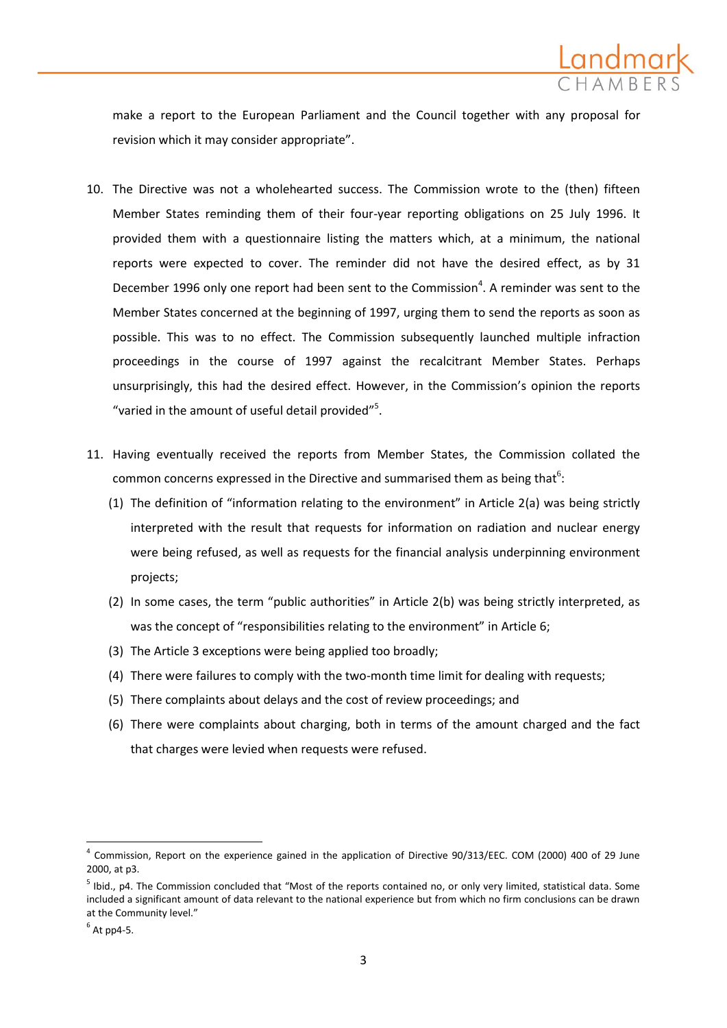make a report to the European Parliament and the Council together with any proposal for revision which it may consider appropriate".

10. The Directive was not a wholehearted success. The Commission wrote to the (then) fifteen Member States reminding them of their four-year reporting obligations on 25 July 1996. It provided them with a questionnaire listing the matters which, at a minimum, the national reports were expected to cover. The reminder did not have the desired effect, as by 31 December 1996 only one report had been sent to the Commission[4]. A reminder was sent to the Member States concerned at the beginning of 1997, urging them to send the reports as soon as possible. This was to no effect. The Commission subsequently launched multiple infraction proceedings in the course of 1997 against the recalcitrant Member States. Perhaps unsurprisingly, this had the desired effect. However, in the Commission's opinion the reports "varied in the amount of useful detail provided"[5].

11. Having eventually received the reports from Member States, the Commission collated the common concerns expressed in the Directive and summarised them as being that[6]:
    (1) The definition of "information relating to the environment" in Article 2(a) was being strictly interpreted with the result that requests for information on radiation and nuclear energy were being refused, as well as requests for the financial analysis underpinning environment projects;
    (2) In some cases, the term "public authorities" in Article 2(b) was being strictly interpreted, as was the concept of "responsibilities relating to the environment" in Article 6;
    (3) The Article 3 exceptions were being applied too broadly;
    (4) There were failures to comply with the two-month time limit for dealing with requests;
    (5) There complaints about delays and the cost of review proceedings; and
    (6) There were complaints about charging, both in terms of the amount charged and the fact that charges were levied when requests were refused.

---

[4] Commission, Report on the experience gained in the application of Directive 90/313/EEC. COM (2000) 400 of 29 June 2000, at p3.

[5] Ibid., p4. The Commission concluded that "Most of the reports contained no, or only very limited, statistical data. Some included a significant amount of data relevant to the national experience but from which no firm conclusions can be drawn at the Community level."

[6] At pp4-5.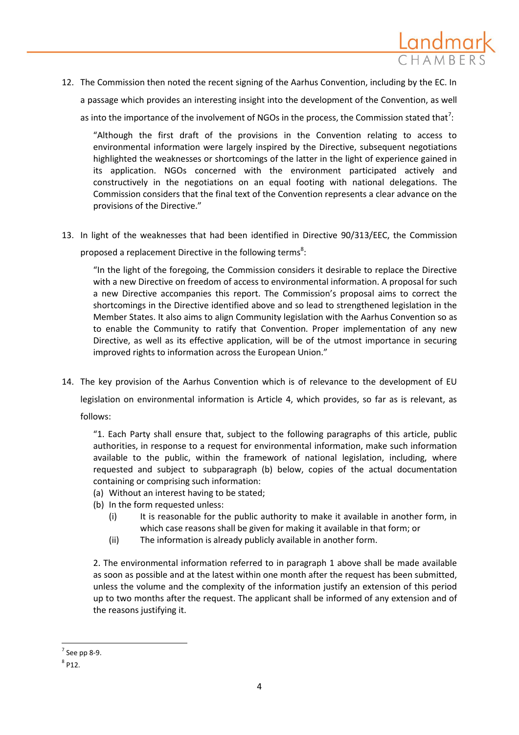12. The Commission then noted the recent signing of the Aarhus Convention, including by the EC. In a passage which provides an interesting insight into the development of the Convention, as well as into the importance of the involvement of NGOs in the process, the Commission stated that[7]:

> "Although the first draft of the provisions in the Convention relating to access to environmental information were largely inspired by the Directive, subsequent negotiations highlighted the weaknesses or shortcomings of the latter in the light of experience gained in its application. NGOs concerned with the environment participated actively and constructively in the negotiations on an equal footing with national delegations. The Commission considers that the final text of the Convention represents a clear advance on the provisions of the Directive."

13. In light of the weaknesses that had been identified in Directive 90/313/EEC, the Commission proposed a replacement Directive in the following terms[8]:

> "In the light of the foregoing, the Commission considers it desirable to replace the Directive with a new Directive on freedom of access to environmental information. A proposal for such a new Directive accompanies this report. The Commission's proposal aims to correct the shortcomings in the Directive identified above and so lead to strengthened legislation in the Member States. It also aims to align Community legislation with the Aarhus Convention so as to enable the Community to ratify that Convention. Proper implementation of any new Directive, as well as its effective application, will be of the utmost importance in securing improved rights to information across the European Union."

14. The key provision of the Aarhus Convention which is of relevance to the development of EU legislation on environmental information is Article 4, which provides, so far as is relevant, as follows:

> "1. Each Party shall ensure that, subject to the following paragraphs of this article, public authorities, in response to a request for environmental information, make such information available to the public, within the framework of national legislation, including, where requested and subject to subparagraph (b) below, copies of the actual documentation containing or comprising such information:
> (a) Without an interest having to be stated;
> (b) In the form requested unless:
>     (i) It is reasonable for the public authority to make it available in another form, in which case reasons shall be given for making it available in that form; or
>     (ii) The information is already publicly available in another form.
>
> 2. The environmental information referred to in paragraph 1 above shall be made available as soon as possible and at the latest within one month after the request has been submitted, unless the volume and the complexity of the information justify an extension of this period up to two months after the request. The applicant shall be informed of any extension and of the reasons justifying it.

---

[7] See pp 8-9.

[8] P12.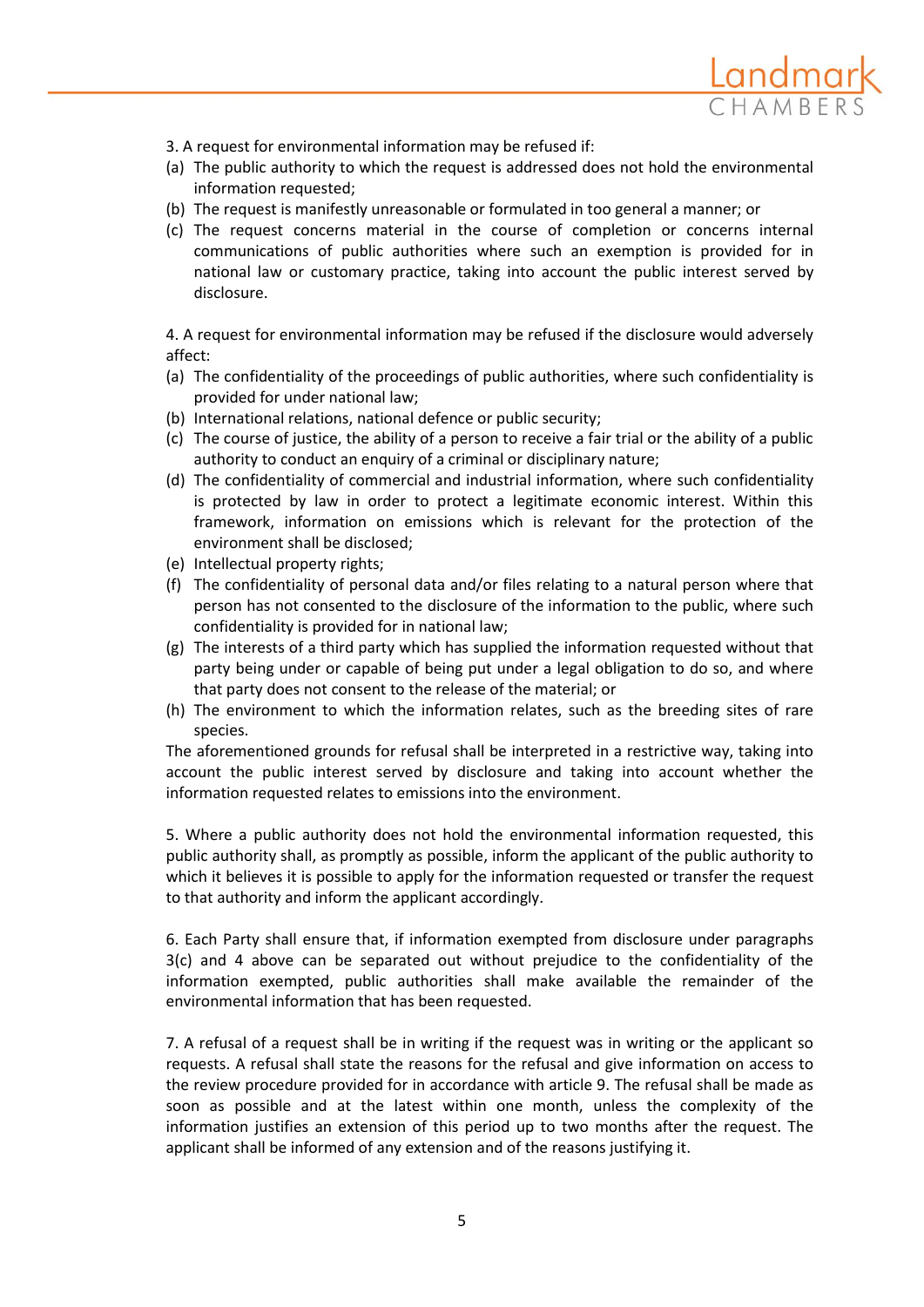3. A request for environmental information may be refused if:

(a) The public authority to which the request is addressed does not hold the environmental information requested;

(b) The request is manifestly unreasonable or formulated in too general a manner; or

(c) The request concerns material in the course of completion or concerns internal communications of public authorities where such an exemption is provided for in national law or customary practice, taking into account the public interest served by disclosure.

4. A request for environmental information may be refused if the disclosure would adversely affect:

(a) The confidentiality of the proceedings of public authorities, where such confidentiality is provided for under national law;

(b) International relations, national defence or public security;

(c) The course of justice, the ability of a person to receive a fair trial or the ability of a public authority to conduct an enquiry of a criminal or disciplinary nature;

(d) The confidentiality of commercial and industrial information, where such confidentiality is protected by law in order to protect a legitimate economic interest. Within this framework, information on emissions which is relevant for the protection of the environment shall be disclosed;

(e) Intellectual property rights;

(f) The confidentiality of personal data and/or files relating to a natural person where that person has not consented to the disclosure of the information to the public, where such confidentiality is provided for in national law;

(g) The interests of a third party which has supplied the information requested without that party being under or capable of being put under a legal obligation to do so, and where that party does not consent to the release of the material; or

(h) The environment to which the information relates, such as the breeding sites of rare species.

The aforementioned grounds for refusal shall be interpreted in a restrictive way, taking into account the public interest served by disclosure and taking into account whether the information requested relates to emissions into the environment.

5. Where a public authority does not hold the environmental information requested, this public authority shall, as promptly as possible, inform the applicant of the public authority to which it believes it is possible to apply for the information requested or transfer the request to that authority and inform the applicant accordingly.

6. Each Party shall ensure that, if information exempted from disclosure under paragraphs 3(c) and 4 above can be separated out without prejudice to the confidentiality of the information exempted, public authorities shall make available the remainder of the environmental information that has been requested.

7. A refusal of a request shall be in writing if the request was in writing or the applicant so requests. A refusal shall state the reasons for the refusal and give information on access to the review procedure provided for in accordance with article 9. The refusal shall be made as soon as possible and at the latest within one month, unless the complexity of the information justifies an extension of this period up to two months after the request. The applicant shall be informed of any extension and of the reasons justifying it.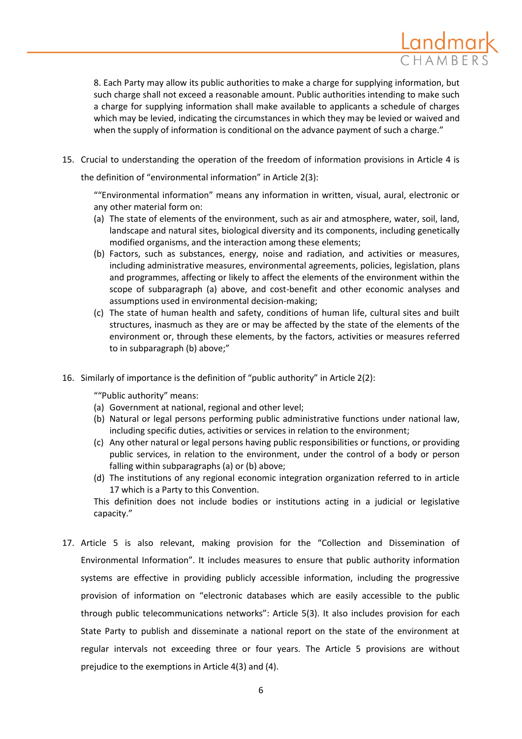8. Each Party may allow its public authorities to make a charge for supplying information, but such charge shall not exceed a reasonable amount. Public authorities intending to make such a charge for supplying information shall make available to applicants a schedule of charges which may be levied, indicating the circumstances in which they may be levied or waived and when the supply of information is conditional on the advance payment of such a charge."

15. Crucial to understanding the operation of the freedom of information provisions in Article 4 is the definition of "environmental information" in Article 2(3):

> ""Environmental information" means any information in written, visual, aural, electronic or any other material form on:
>
> (a) The state of elements of the environment, such as air and atmosphere, water, soil, land, landscape and natural sites, biological diversity and its components, including genetically modified organisms, and the interaction among these elements;
>
> (b) Factors, such as substances, energy, noise and radiation, and activities or measures, including administrative measures, environmental agreements, policies, legislation, plans and programmes, affecting or likely to affect the elements of the environment within the scope of subparagraph (a) above, and cost-benefit and other economic analyses and assumptions used in environmental decision-making;
>
> (c) The state of human health and safety, conditions of human life, cultural sites and built structures, inasmuch as they are or may be affected by the state of the elements of the environment or, through these elements, by the factors, activities or measures referred to in subparagraph (b) above;"

16. Similarly of importance is the definition of "public authority" in Article 2(2):

> ""Public authority" means:
>
> (a) Government at national, regional and other level;
>
> (b) Natural or legal persons performing public administrative functions under national law, including specific duties, activities or services in relation to the environment;
>
> (c) Any other natural or legal persons having public responsibilities or functions, or providing public services, in relation to the environment, under the control of a body or person falling within subparagraphs (a) or (b) above;
>
> (d) The institutions of any regional economic integration organization referred to in article 17 which is a Party to this Convention.
>
> This definition does not include bodies or institutions acting in a judicial or legislative capacity."

17. Article 5 is also relevant, making provision for the "Collection and Dissemination of Environmental Information". It includes measures to ensure that public authority information systems are effective in providing publicly accessible information, including the progressive provision of information on "electronic databases which are easily accessible to the public through public telecommunications networks": Article 5(3). It also includes provision for each State Party to publish and disseminate a national report on the state of the environment at regular intervals not exceeding three or four years. The Article 5 provisions are without prejudice to the exemptions in Article 4(3) and (4).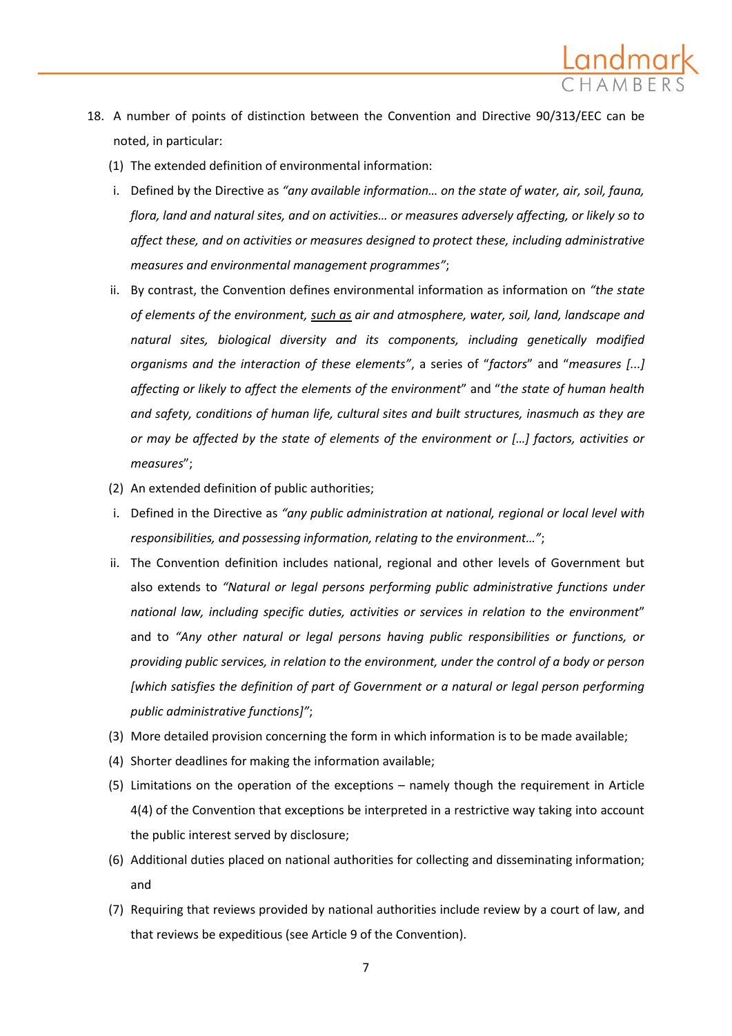18. A number of points of distinction between the Convention and Directive 90/313/EEC can be noted, in particular:

    (1) The extended definition of environmental information:

    i. Defined by the Directive as *"any available information… on the state of water, air, soil, fauna, flora, land and natural sites, and on activities… or measures adversely affecting, or likely so to affect these, and on activities or measures designed to protect these, including administrative measures and environmental management programmes"*;

    ii. By contrast, the Convention defines environmental information as information on *"the state of elements of the environment, <u>such as</u> air and atmosphere, water, soil, land, landscape and natural sites, biological diversity and its components, including genetically modified organisms and the interaction of these elements"*, a series of "*factors*" and "*measures [...] affecting or likely to affect the elements of the environment*" and "*the state of human health and safety, conditions of human life, cultural sites and built structures, inasmuch as they are or may be affected by the state of elements of the environment or […] factors, activities or measures*";

    (2) An extended definition of public authorities;

    i. Defined in the Directive as *"any public administration at national, regional or local level with responsibilities, and possessing information, relating to the environment…"*;

    ii. The Convention definition includes national, regional and other levels of Government but also extends to *"Natural or legal persons performing public administrative functions under national law, including specific duties, activities or services in relation to the environment*" and to *"Any other natural or legal persons having public responsibilities or functions, or providing public services, in relation to the environment, under the control of a body or person [which satisfies the definition of part of Government or a natural or legal person performing public administrative functions]"*;

    (3) More detailed provision concerning the form in which information is to be made available;

    (4) Shorter deadlines for making the information available;

    (5) Limitations on the operation of the exceptions – namely though the requirement in Article 4(4) of the Convention that exceptions be interpreted in a restrictive way taking into account the public interest served by disclosure;

    (6) Additional duties placed on national authorities for collecting and disseminating information; and

    (7) Requiring that reviews provided by national authorities include review by a court of law, and that reviews be expeditious (see Article 9 of the Convention).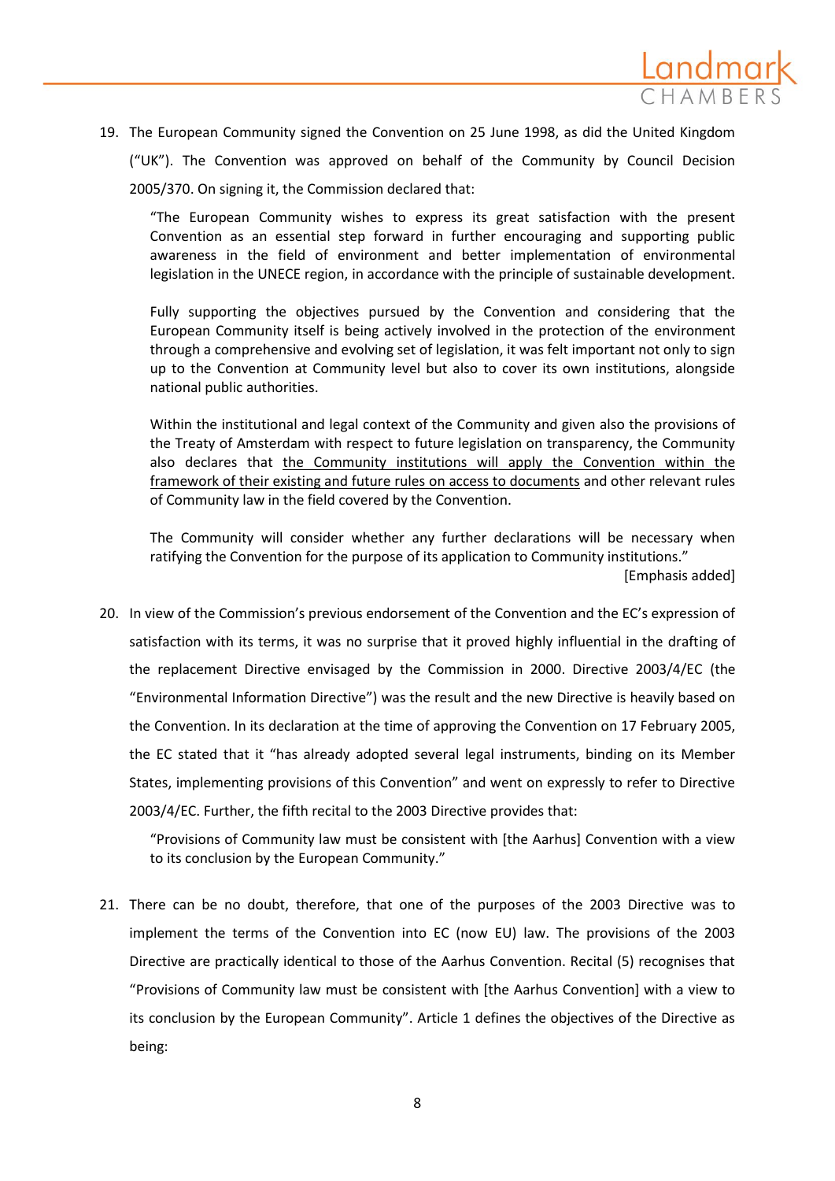19. The European Community signed the Convention on 25 June 1998, as did the United Kingdom ("UK"). The Convention was approved on behalf of the Community by Council Decision 2005/370. On signing it, the Commission declared that:

> "The European Community wishes to express its great satisfaction with the present Convention as an essential step forward in further encouraging and supporting public awareness in the field of environment and better implementation of environmental legislation in the UNECE region, in accordance with the principle of sustainable development.
>
> Fully supporting the objectives pursued by the Convention and considering that the European Community itself is being actively involved in the protection of the environment through a comprehensive and evolving set of legislation, it was felt important not only to sign up to the Convention at Community level but also to cover its own institutions, alongside national public authorities.
>
> Within the institutional and legal context of the Community and given also the provisions of the Treaty of Amsterdam with respect to future legislation on transparency, the Community also declares that <u>the Community institutions will apply the Convention within the framework of their existing and future rules on access to documents</u> and other relevant rules of Community law in the field covered by the Convention.
>
> The Community will consider whether any further declarations will be necessary when ratifying the Convention for the purpose of its application to Community institutions."
>
> [Emphasis added]

20. In view of the Commission's previous endorsement of the Convention and the EC's expression of satisfaction with its terms, it was no surprise that it proved highly influential in the drafting of the replacement Directive envisaged by the Commission in 2000. Directive 2003/4/EC (the "Environmental Information Directive") was the result and the new Directive is heavily based on the Convention. In its declaration at the time of approving the Convention on 17 February 2005, the EC stated that it "has already adopted several legal instruments, binding on its Member States, implementing provisions of this Convention" and went on expressly to refer to Directive 2003/4/EC. Further, the fifth recital to the 2003 Directive provides that:

> "Provisions of Community law must be consistent with [the Aarhus] Convention with a view to its conclusion by the European Community."

21. There can be no doubt, therefore, that one of the purposes of the 2003 Directive was to implement the terms of the Convention into EC (now EU) law. The provisions of the 2003 Directive are practically identical to those of the Aarhus Convention. Recital (5) recognises that "Provisions of Community law must be consistent with [the Aarhus Convention] with a view to its conclusion by the European Community". Article 1 defines the objectives of the Directive as being: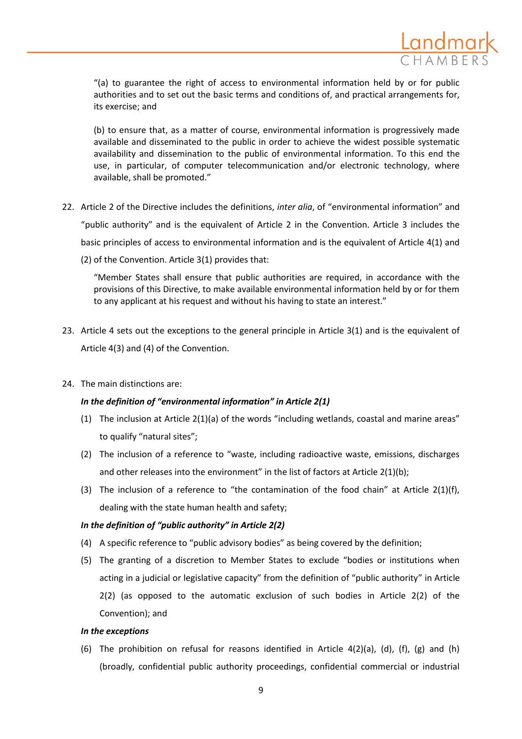> "(a) to guarantee the right of access to environmental information held by or for public authorities and to set out the basic terms and conditions of, and practical arrangements for, its exercise; and
>
> (b) to ensure that, as a matter of course, environmental information is progressively made available and disseminated to the public in order to achieve the widest possible systematic availability and dissemination to the public of environmental information. To this end the use, in particular, of computer telecommunication and/or electronic technology, where available, shall be promoted."

22. Article 2 of the Directive includes the definitions, *inter alia*, of "environmental information" and "public authority" and is the equivalent of Article 2 in the Convention. Article 3 includes the basic principles of access to environmental information and is the equivalent of Article 4(1) and (2) of the Convention. Article 3(1) provides that:

    > "Member States shall ensure that public authorities are required, in accordance with the provisions of this Directive, to make available environmental information held by or for them to any applicant at his request and without his having to state an interest."

23. Article 4 sets out the exceptions to the general principle in Article 3(1) and is the equivalent of Article 4(3) and (4) of the Convention.

24. The main distinctions are:

    ***In the definition of "environmental information" in Article 2(1)***

    (1) The inclusion at Article 2(1)(a) of the words "including wetlands, coastal and marine areas" to qualify "natural sites";

    (2) The inclusion of a reference to "waste, including radioactive waste, emissions, discharges and other releases into the environment" in the list of factors at Article 2(1)(b);

    (3) The inclusion of a reference to "the contamination of the food chain" at Article 2(1)(f), dealing with the state human health and safety;

    ***In the definition of "public authority" in Article 2(2)***

    (4) A specific reference to "public advisory bodies" as being covered by the definition;

    (5) The granting of a discretion to Member States to exclude "bodies or institutions when acting in a judicial or legislative capacity" from the definition of "public authority" in Article 2(2) (as opposed to the automatic exclusion of such bodies in Article 2(2) of the Convention); and

    ***In the exceptions***

    (6) The prohibition on refusal for reasons identified in Article 4(2)(a), (d), (f), (g) and (h) (broadly, confidential public authority proceedings, confidential commercial or industrial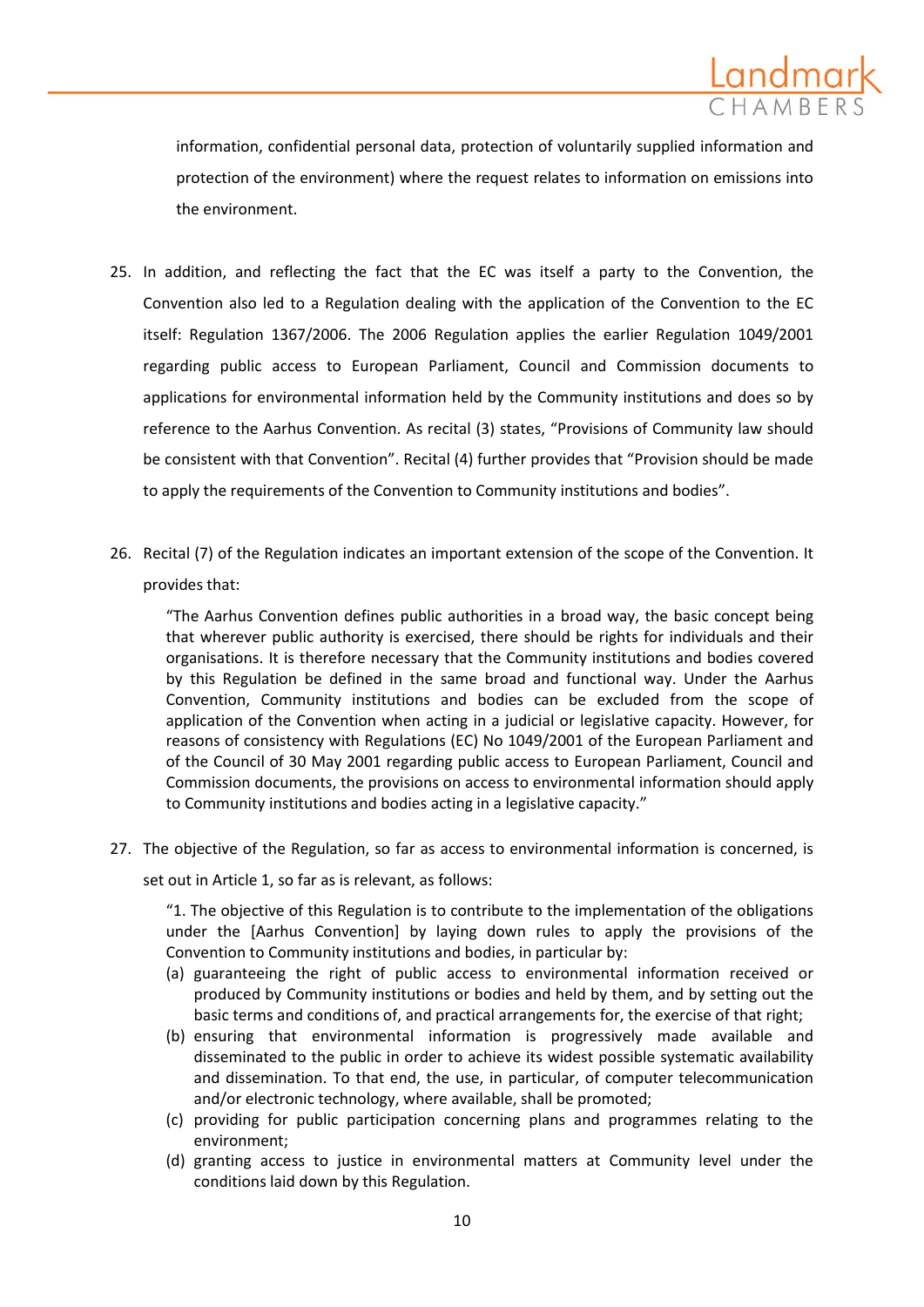information, confidential personal data, protection of voluntarily supplied information and protection of the environment) where the request relates to information on emissions into the environment.

25. In addition, and reflecting the fact that the EC was itself a party to the Convention, the Convention also led to a Regulation dealing with the application of the Convention to the EC itself: Regulation 1367/2006. The 2006 Regulation applies the earlier Regulation 1049/2001 regarding public access to European Parliament, Council and Commission documents to applications for environmental information held by the Community institutions and does so by reference to the Aarhus Convention. As recital (3) states, "Provisions of Community law should be consistent with that Convention". Recital (4) further provides that "Provision should be made to apply the requirements of the Convention to Community institutions and bodies".

26. Recital (7) of the Regulation indicates an important extension of the scope of the Convention. It provides that:

> "The Aarhus Convention defines public authorities in a broad way, the basic concept being that wherever public authority is exercised, there should be rights for individuals and their organisations. It is therefore necessary that the Community institutions and bodies covered by this Regulation be defined in the same broad and functional way. Under the Aarhus Convention, Community institutions and bodies can be excluded from the scope of application of the Convention when acting in a judicial or legislative capacity. However, for reasons of consistency with Regulations (EC) No 1049/2001 of the European Parliament and of the Council of 30 May 2001 regarding public access to European Parliament, Council and Commission documents, the provisions on access to environmental information should apply to Community institutions and bodies acting in a legislative capacity."

27. The objective of the Regulation, so far as access to environmental information is concerned, is set out in Article 1, so far as is relevant, as follows:

> "1. The objective of this Regulation is to contribute to the implementation of the obligations under the [Aarhus Convention] by laying down rules to apply the provisions of the Convention to Community institutions and bodies, in particular by:
>
> (a) guaranteeing the right of public access to environmental information received or produced by Community institutions or bodies and held by them, and by setting out the basic terms and conditions of, and practical arrangements for, the exercise of that right;
>
> (b) ensuring that environmental information is progressively made available and disseminated to the public in order to achieve its widest possible systematic availability and dissemination. To that end, the use, in particular, of computer telecommunication and/or electronic technology, where available, shall be promoted;
>
> (c) providing for public participation concerning plans and programmes relating to the environment;
>
> (d) granting access to justice in environmental matters at Community level under the conditions laid down by this Regulation.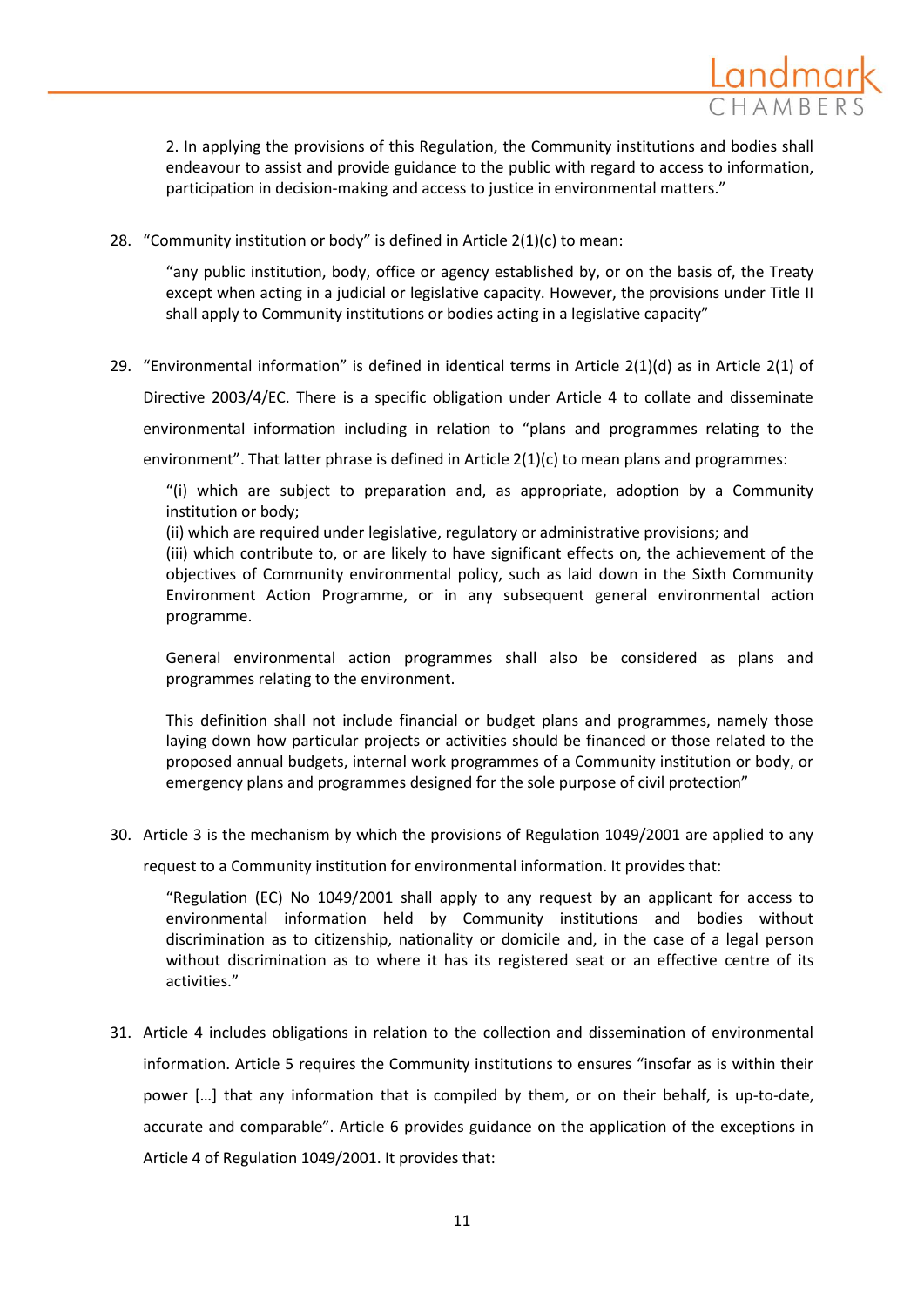> 2. In applying the provisions of this Regulation, the Community institutions and bodies shall endeavour to assist and provide guidance to the public with regard to access to information, participation in decision-making and access to justice in environmental matters."

28. "Community institution or body" is defined in Article 2(1)(c) to mean:

> "any public institution, body, office or agency established by, or on the basis of, the Treaty except when acting in a judicial or legislative capacity. However, the provisions under Title II shall apply to Community institutions or bodies acting in a legislative capacity"

29. "Environmental information" is defined in identical terms in Article 2(1)(d) as in Article 2(1) of Directive 2003/4/EC. There is a specific obligation under Article 4 to collate and disseminate environmental information including in relation to "plans and programmes relating to the environment". That latter phrase is defined in Article 2(1)(c) to mean plans and programmes:

> "(i) which are subject to preparation and, as appropriate, adoption by a Community institution or body;
> (ii) which are required under legislative, regulatory or administrative provisions; and
> (iii) which contribute to, or are likely to have significant effects on, the achievement of the objectives of Community environmental policy, such as laid down in the Sixth Community Environment Action Programme, or in any subsequent general environmental action programme.
>
> General environmental action programmes shall also be considered as plans and programmes relating to the environment.
>
> This definition shall not include financial or budget plans and programmes, namely those laying down how particular projects or activities should be financed or those related to the proposed annual budgets, internal work programmes of a Community institution or body, or emergency plans and programmes designed for the sole purpose of civil protection"

30. Article 3 is the mechanism by which the provisions of Regulation 1049/2001 are applied to any request to a Community institution for environmental information. It provides that:

> "Regulation (EC) No 1049/2001 shall apply to any request by an applicant for access to environmental information held by Community institutions and bodies without discrimination as to citizenship, nationality or domicile and, in the case of a legal person without discrimination as to where it has its registered seat or an effective centre of its activities."

31. Article 4 includes obligations in relation to the collection and dissemination of environmental information. Article 5 requires the Community institutions to ensures "insofar as is within their power […] that any information that is compiled by them, or on their behalf, is up-to-date, accurate and comparable". Article 6 provides guidance on the application of the exceptions in Article 4 of Regulation 1049/2001. It provides that: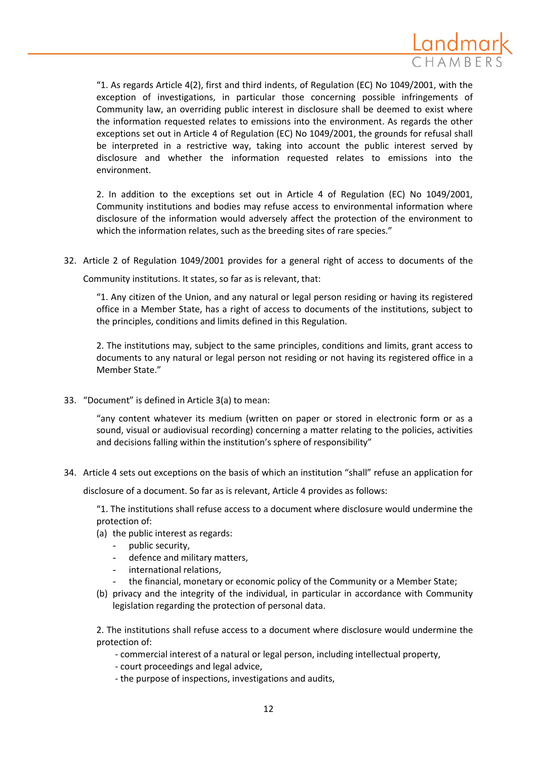> "1. As regards Article 4(2), first and third indents, of Regulation (EC) No 1049/2001, with the exception of investigations, in particular those concerning possible infringements of Community law, an overriding public interest in disclosure shall be deemed to exist where the information requested relates to emissions into the environment. As regards the other exceptions set out in Article 4 of Regulation (EC) No 1049/2001, the grounds for refusal shall be interpreted in a restrictive way, taking into account the public interest served by disclosure and whether the information requested relates to emissions into the environment.
>
> 2. In addition to the exceptions set out in Article 4 of Regulation (EC) No 1049/2001, Community institutions and bodies may refuse access to environmental information where disclosure of the information would adversely affect the protection of the environment to which the information relates, such as the breeding sites of rare species."

32. Article 2 of Regulation 1049/2001 provides for a general right of access to documents of the Community institutions. It states, so far as is relevant, that:

> "1. Any citizen of the Union, and any natural or legal person residing or having its registered office in a Member State, has a right of access to documents of the institutions, subject to the principles, conditions and limits defined in this Regulation.
>
> 2. The institutions may, subject to the same principles, conditions and limits, grant access to documents to any natural or legal person not residing or not having its registered office in a Member State."

33. "Document" is defined in Article 3(a) to mean:

> "any content whatever its medium (written on paper or stored in electronic form or as a sound, visual or audiovisual recording) concerning a matter relating to the policies, activities and decisions falling within the institution's sphere of responsibility"

34. Article 4 sets out exceptions on the basis of which an institution "shall" refuse an application for disclosure of a document. So far as is relevant, Article 4 provides as follows:

> "1. The institutions shall refuse access to a document where disclosure would undermine the protection of:
>
> (a) the public interest as regards:
>     - public security,
>     - defence and military matters,
>     - international relations,
>     - the financial, monetary or economic policy of the Community or a Member State;
>
> (b) privacy and the integrity of the individual, in particular in accordance with Community legislation regarding the protection of personal data.
>
> 2. The institutions shall refuse access to a document where disclosure would undermine the protection of:
>
> - commercial interest of a natural or legal person, including intellectual property,
> - court proceedings and legal advice,
> - the purpose of inspections, investigations and audits,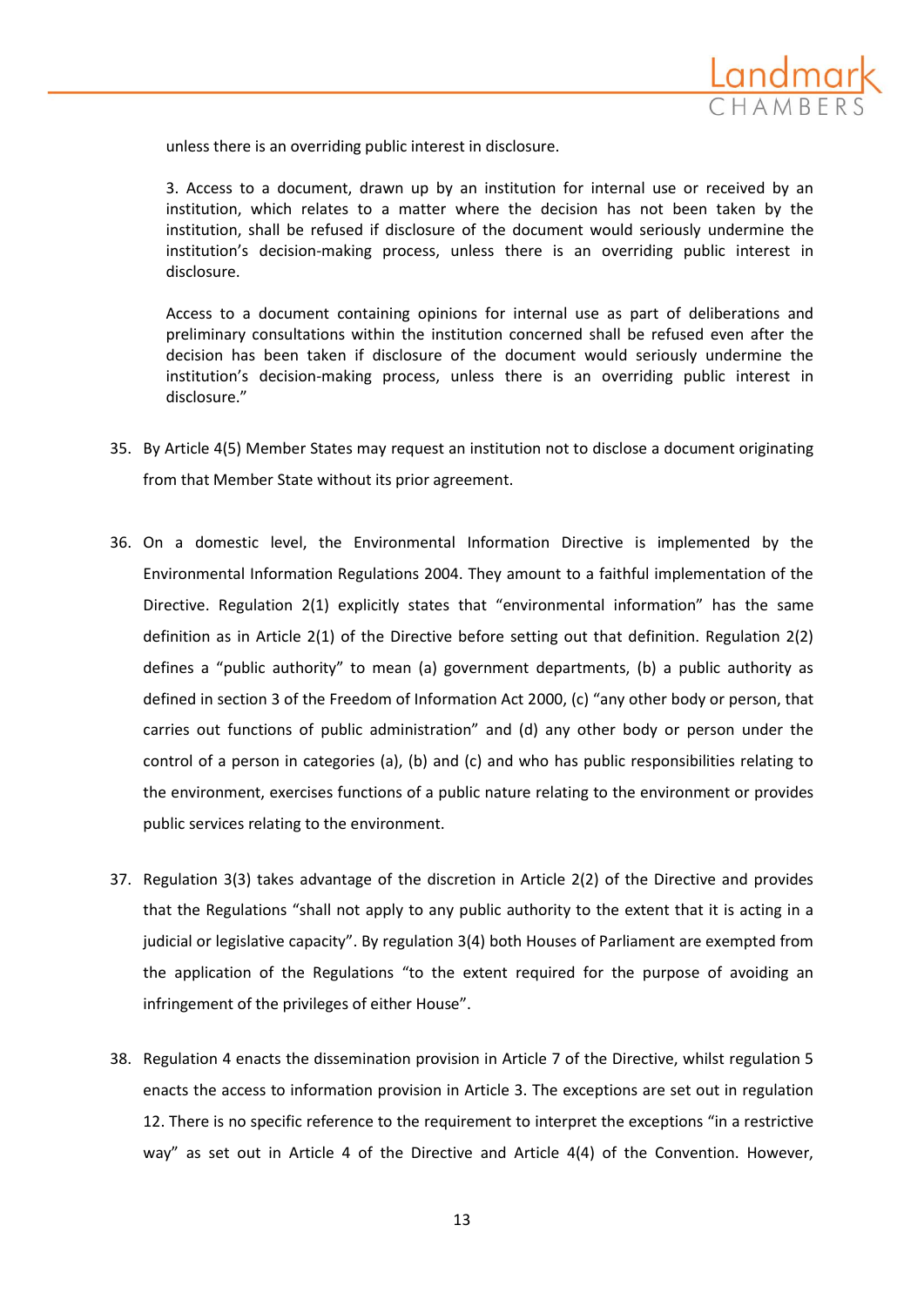> unless there is an overriding public interest in disclosure.
>
> 3. Access to a document, drawn up by an institution for internal use or received by an institution, which relates to a matter where the decision has not been taken by the institution, shall be refused if disclosure of the document would seriously undermine the institution's decision-making process, unless there is an overriding public interest in disclosure.
>
> Access to a document containing opinions for internal use as part of deliberations and preliminary consultations within the institution concerned shall be refused even after the decision has been taken if disclosure of the document would seriously undermine the institution's decision-making process, unless there is an overriding public interest in disclosure."

35. By Article 4(5) Member States may request an institution not to disclose a document originating from that Member State without its prior agreement.

36. On a domestic level, the Environmental Information Directive is implemented by the Environmental Information Regulations 2004. They amount to a faithful implementation of the Directive. Regulation 2(1) explicitly states that "environmental information" has the same definition as in Article 2(1) of the Directive before setting out that definition. Regulation 2(2) defines a "public authority" to mean (a) government departments, (b) a public authority as defined in section 3 of the Freedom of Information Act 2000, (c) "any other body or person, that carries out functions of public administration" and (d) any other body or person under the control of a person in categories (a), (b) and (c) and who has public responsibilities relating to the environment, exercises functions of a public nature relating to the environment or provides public services relating to the environment.

37. Regulation 3(3) takes advantage of the discretion in Article 2(2) of the Directive and provides that the Regulations "shall not apply to any public authority to the extent that it is acting in a judicial or legislative capacity". By regulation 3(4) both Houses of Parliament are exempted from the application of the Regulations "to the extent required for the purpose of avoiding an infringement of the privileges of either House".

38. Regulation 4 enacts the dissemination provision in Article 7 of the Directive, whilst regulation 5 enacts the access to information provision in Article 3. The exceptions are set out in regulation 12. There is no specific reference to the requirement to interpret the exceptions "in a restrictive way" as set out in Article 4 of the Directive and Article 4(4) of the Convention. However,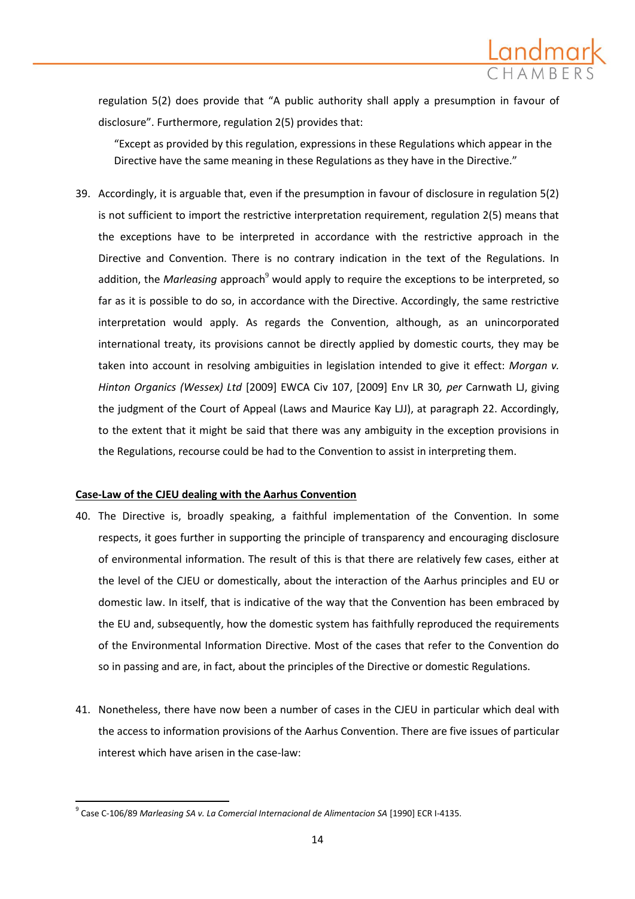regulation 5(2) does provide that "A public authority shall apply a presumption in favour of disclosure". Furthermore, regulation 2(5) provides that:

> "Except as provided by this regulation, expressions in these Regulations which appear in the Directive have the same meaning in these Regulations as they have in the Directive."

39. Accordingly, it is arguable that, even if the presumption in favour of disclosure in regulation 5(2) is not sufficient to import the restrictive interpretation requirement, regulation 2(5) means that the exceptions have to be interpreted in accordance with the restrictive approach in the Directive and Convention. There is no contrary indication in the text of the Regulations. In addition, the *Marleasing* approach[9] would apply to require the exceptions to be interpreted, so far as it is possible to do so, in accordance with the Directive. Accordingly, the same restrictive interpretation would apply. As regards the Convention, although, as an unincorporated international treaty, its provisions cannot be directly applied by domestic courts, they may be taken into account in resolving ambiguities in legislation intended to give it effect: *Morgan v. Hinton Organics (Wessex) Ltd* [2009] EWCA Civ 107, [2009] Env LR 30*, per* Carnwath LJ, giving the judgment of the Court of Appeal (Laws and Maurice Kay LJJ), at paragraph 22. Accordingly, to the extent that it might be said that there was any ambiguity in the exception provisions in the Regulations, recourse could be had to the Convention to assist in interpreting them.

**Case-Law of the CJEU dealing with the Aarhus Convention**

40. The Directive is, broadly speaking, a faithful implementation of the Convention. In some respects, it goes further in supporting the principle of transparency and encouraging disclosure of environmental information. The result of this is that there are relatively few cases, either at the level of the CJEU or domestically, about the interaction of the Aarhus principles and EU or domestic law. In itself, that is indicative of the way that the Convention has been embraced by the EU and, subsequently, how the domestic system has faithfully reproduced the requirements of the Environmental Information Directive. Most of the cases that refer to the Convention do so in passing and are, in fact, about the principles of the Directive or domestic Regulations.

41. Nonetheless, there have now been a number of cases in the CJEU in particular which deal with the access to information provisions of the Aarhus Convention. There are five issues of particular interest which have arisen in the case-law:

---

[9] Case C-106/89 *Marleasing SA v. La Comercial Internacional de Alimentacion SA* [1990] ECR I-4135.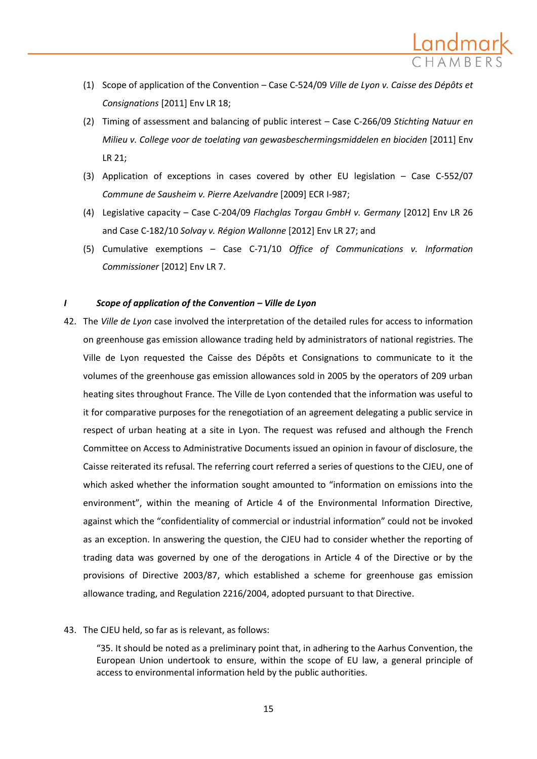(1) Scope of application of the Convention – Case C-524/09 *Ville de Lyon v. Caisse des Dépôts et Consignations* [2011] Env LR 18;

(2) Timing of assessment and balancing of public interest – Case C-266/09 *Stichting Natuur en Milieu v. College voor de toelating van gewasbeschermingsmiddelen en biociden* [2011] Env LR 21;

(3) Application of exceptions in cases covered by other EU legislation – Case C-552/07 *Commune de Sausheim v. Pierre Azelvandre* [2009] ECR I-987;

(4) Legislative capacity – Case C-204/09 *Flachglas Torgau GmbH v. Germany* [2012] Env LR 26 and Case C-182/10 *Solvay v. Région Wallonne* [2012] Env LR 27; and

(5) Cumulative exemptions – Case C-71/10 *Office of Communications v. Information Commissioner* [2012] Env LR 7.

### *I Scope of application of the Convention – Ville de Lyon*

42. The *Ville de Lyon* case involved the interpretation of the detailed rules for access to information on greenhouse gas emission allowance trading held by administrators of national registries. The Ville de Lyon requested the Caisse des Dépôts et Consignations to communicate to it the volumes of the greenhouse gas emission allowances sold in 2005 by the operators of 209 urban heating sites throughout France. The Ville de Lyon contended that the information was useful to it for comparative purposes for the renegotiation of an agreement delegating a public service in respect of urban heating at a site in Lyon. The request was refused and although the French Committee on Access to Administrative Documents issued an opinion in favour of disclosure, the Caisse reiterated its refusal. The referring court referred a series of questions to the CJEU, one of which asked whether the information sought amounted to "information on emissions into the environment", within the meaning of Article 4 of the Environmental Information Directive, against which the "confidentiality of commercial or industrial information" could not be invoked as an exception. In answering the question, the CJEU had to consider whether the reporting of trading data was governed by one of the derogations in Article 4 of the Directive or by the provisions of Directive 2003/87, which established a scheme for greenhouse gas emission allowance trading, and Regulation 2216/2004, adopted pursuant to that Directive.

43. The CJEU held, so far as is relevant, as follows:

> "35. It should be noted as a preliminary point that, in adhering to the Aarhus Convention, the European Union undertook to ensure, within the scope of EU law, a general principle of access to environmental information held by the public authorities.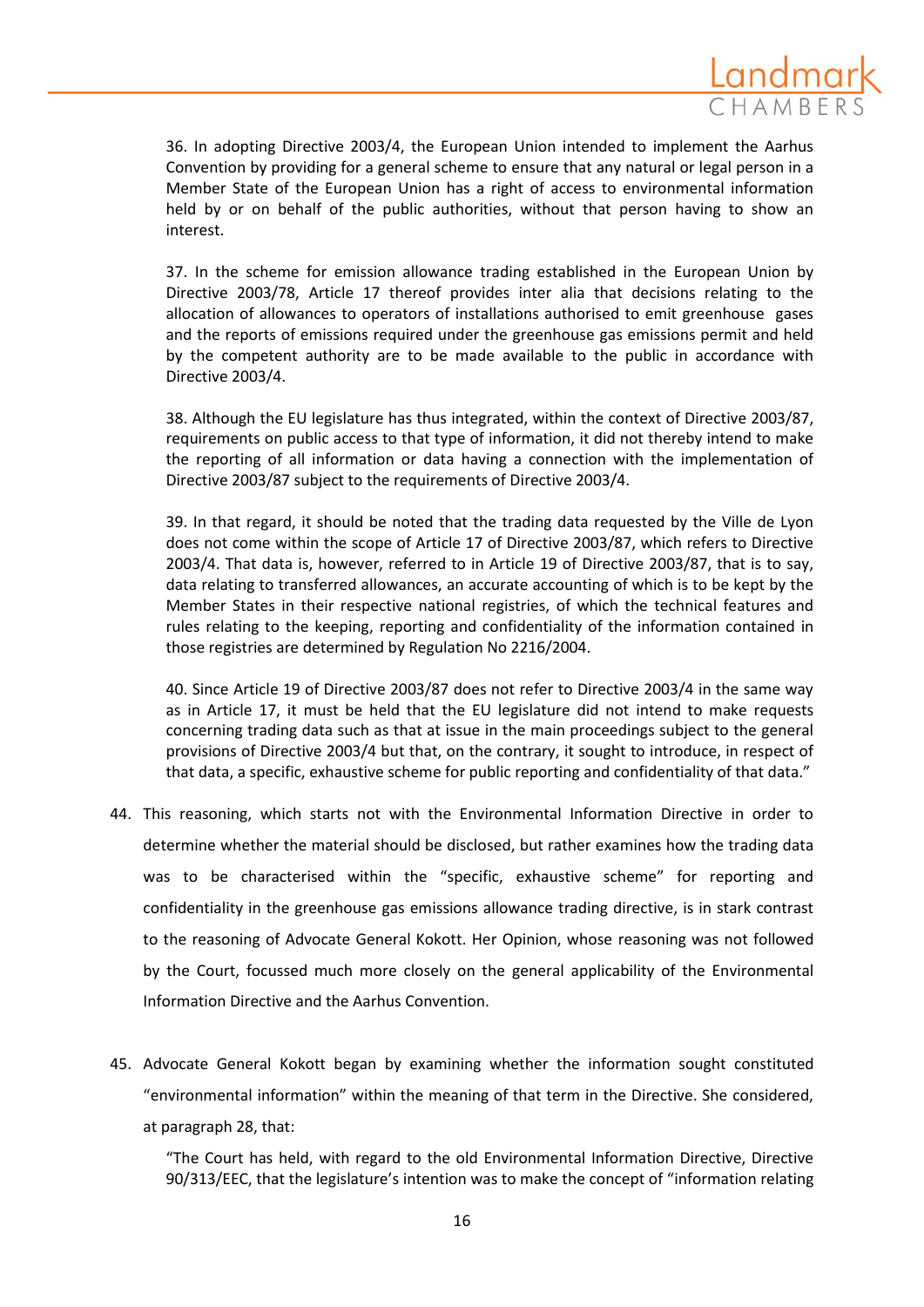> 36. In adopting Directive 2003/4, the European Union intended to implement the Aarhus Convention by providing for a general scheme to ensure that any natural or legal person in a Member State of the European Union has a right of access to environmental information held by or on behalf of the public authorities, without that person having to show an interest.
>
> 37. In the scheme for emission allowance trading established in the European Union by Directive 2003/78, Article 17 thereof provides inter alia that decisions relating to the allocation of allowances to operators of installations authorised to emit greenhouse gases and the reports of emissions required under the greenhouse gas emissions permit and held by the competent authority are to be made available to the public in accordance with Directive 2003/4.
>
> 38. Although the EU legislature has thus integrated, within the context of Directive 2003/87, requirements on public access to that type of information, it did not thereby intend to make the reporting of all information or data having a connection with the implementation of Directive 2003/87 subject to the requirements of Directive 2003/4.
>
> 39. In that regard, it should be noted that the trading data requested by the Ville de Lyon does not come within the scope of Article 17 of Directive 2003/87, which refers to Directive 2003/4. That data is, however, referred to in Article 19 of Directive 2003/87, that is to say, data relating to transferred allowances, an accurate accounting of which is to be kept by the Member States in their respective national registries, of which the technical features and rules relating to the keeping, reporting and confidentiality of the information contained in those registries are determined by Regulation No 2216/2004.
>
> 40. Since Article 19 of Directive 2003/87 does not refer to Directive 2003/4 in the same way as in Article 17, it must be held that the EU legislature did not intend to make requests concerning trading data such as that at issue in the main proceedings subject to the general provisions of Directive 2003/4 but that, on the contrary, it sought to introduce, in respect of that data, a specific, exhaustive scheme for public reporting and confidentiality of that data."

44. This reasoning, which starts not with the Environmental Information Directive in order to determine whether the material should be disclosed, but rather examines how the trading data was to be characterised within the "specific, exhaustive scheme" for reporting and confidentiality in the greenhouse gas emissions allowance trading directive, is in stark contrast to the reasoning of Advocate General Kokott. Her Opinion, whose reasoning was not followed by the Court, focussed much more closely on the general applicability of the Environmental Information Directive and the Aarhus Convention.

45. Advocate General Kokott began by examining whether the information sought constituted "environmental information" within the meaning of that term in the Directive. She considered, at paragraph 28, that:

> "The Court has held, with regard to the old Environmental Information Directive, Directive 90/313/EEC, that the legislature's intention was to make the concept of "information relating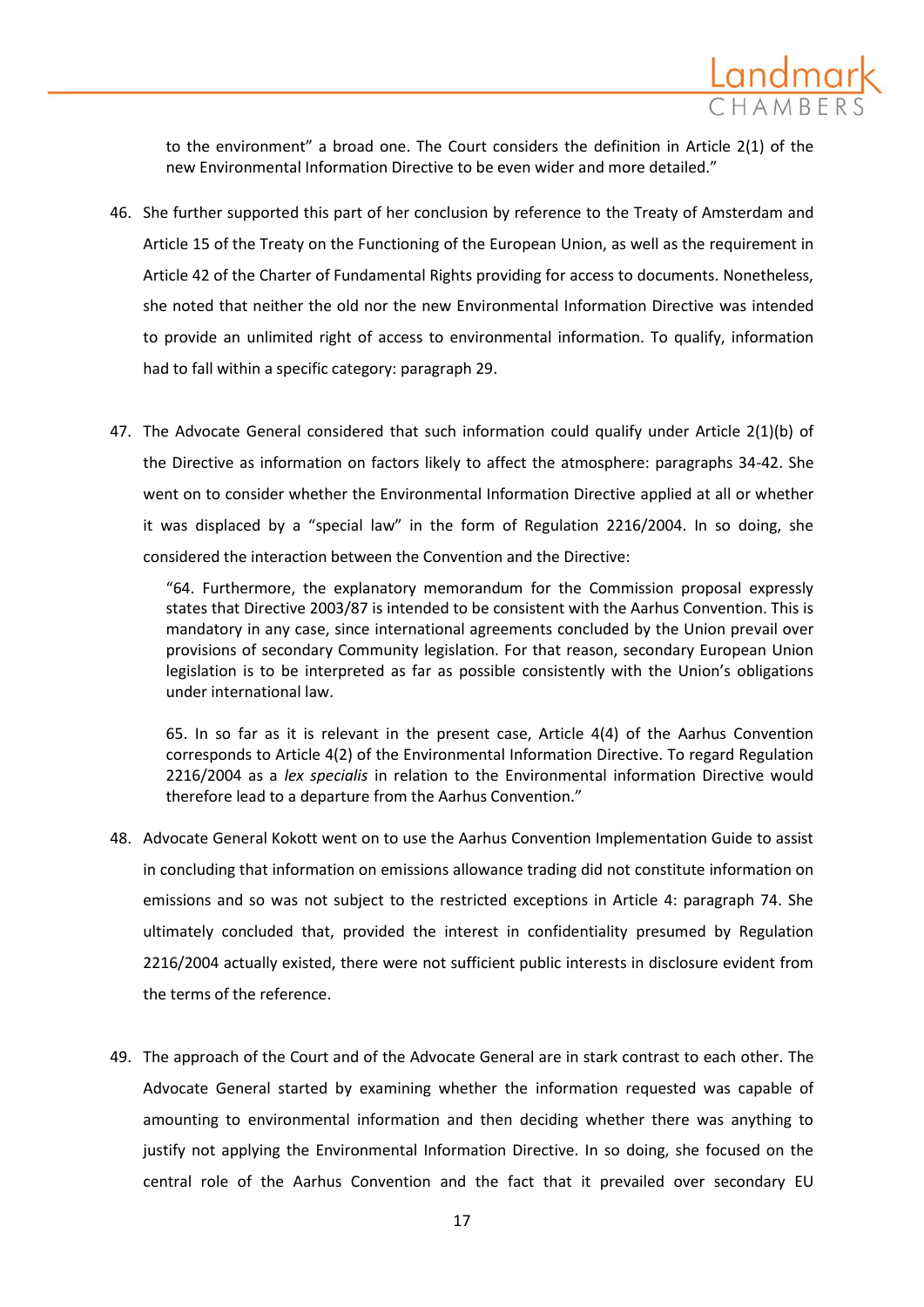to the environment" a broad one. The Court considers the definition in Article 2(1) of the new Environmental Information Directive to be even wider and more detailed."

46. She further supported this part of her conclusion by reference to the Treaty of Amsterdam and Article 15 of the Treaty on the Functioning of the European Union, as well as the requirement in Article 42 of the Charter of Fundamental Rights providing for access to documents. Nonetheless, she noted that neither the old nor the new Environmental Information Directive was intended to provide an unlimited right of access to environmental information. To qualify, information had to fall within a specific category: paragraph 29.

47. The Advocate General considered that such information could qualify under Article 2(1)(b) of the Directive as information on factors likely to affect the atmosphere: paragraphs 34-42. She went on to consider whether the Environmental Information Directive applied at all or whether it was displaced by a "special law" in the form of Regulation 2216/2004. In so doing, she considered the interaction between the Convention and the Directive:

   "64. Furthermore, the explanatory memorandum for the Commission proposal expressly states that Directive 2003/87 is intended to be consistent with the Aarhus Convention. This is mandatory in any case, since international agreements concluded by the Union prevail over provisions of secondary Community legislation. For that reason, secondary European Union legislation is to be interpreted as far as possible consistently with the Union's obligations under international law.

   65. In so far as it is relevant in the present case, Article 4(4) of the Aarhus Convention corresponds to Article 4(2) of the Environmental Information Directive. To regard Regulation 2216/2004 as a *lex specialis* in relation to the Environmental information Directive would therefore lead to a departure from the Aarhus Convention."

48. Advocate General Kokott went on to use the Aarhus Convention Implementation Guide to assist in concluding that information on emissions allowance trading did not constitute information on emissions and so was not subject to the restricted exceptions in Article 4: paragraph 74. She ultimately concluded that, provided the interest in confidentiality presumed by Regulation 2216/2004 actually existed, there were not sufficient public interests in disclosure evident from the terms of the reference.

49. The approach of the Court and of the Advocate General are in stark contrast to each other. The Advocate General started by examining whether the information requested was capable of amounting to environmental information and then deciding whether there was anything to justify not applying the Environmental Information Directive. In so doing, she focused on the central role of the Aarhus Convention and the fact that it prevailed over secondary EU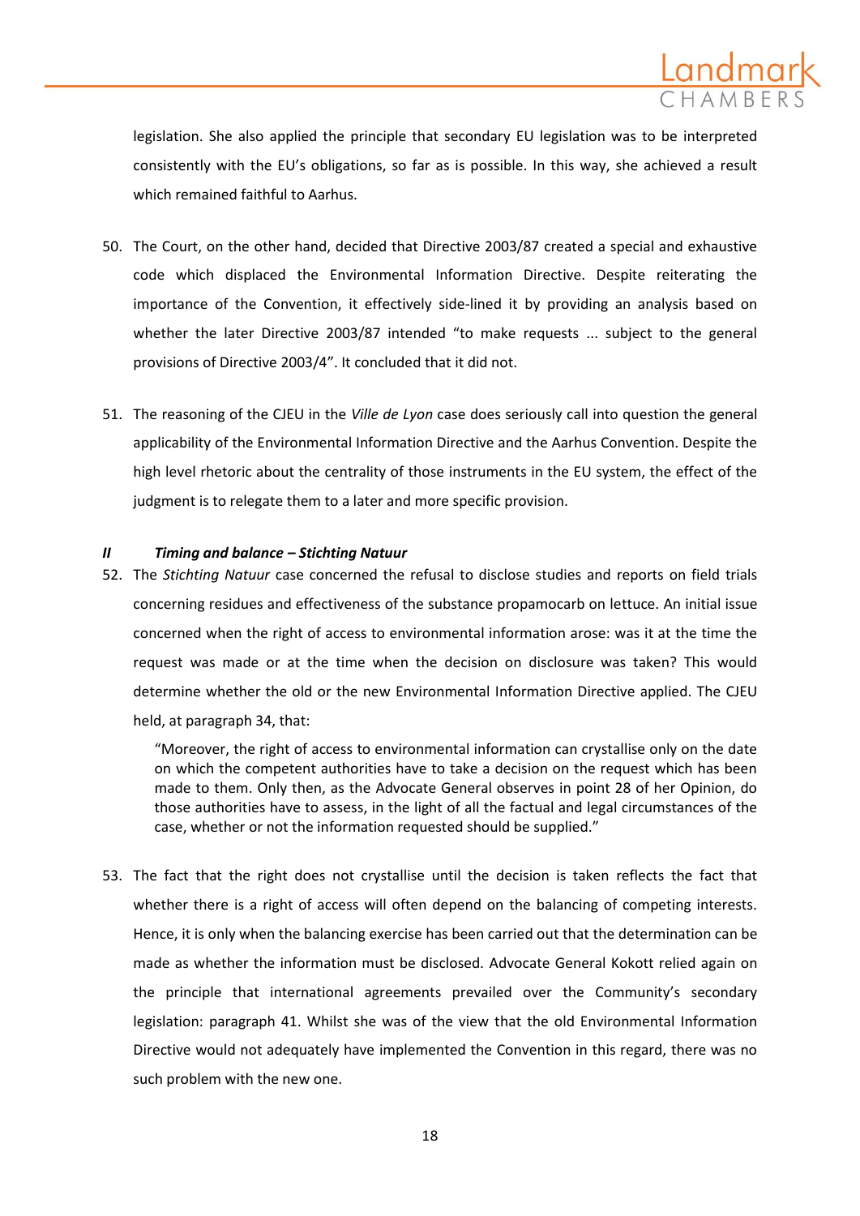legislation. She also applied the principle that secondary EU legislation was to be interpreted consistently with the EU's obligations, so far as is possible. In this way, she achieved a result which remained faithful to Aarhus.

50. The Court, on the other hand, decided that Directive 2003/87 created a special and exhaustive code which displaced the Environmental Information Directive. Despite reiterating the importance of the Convention, it effectively side-lined it by providing an analysis based on whether the later Directive 2003/87 intended "to make requests ... subject to the general provisions of Directive 2003/4". It concluded that it did not.

51. The reasoning of the CJEU in the *Ville de Lyon* case does seriously call into question the general applicability of the Environmental Information Directive and the Aarhus Convention. Despite the high level rhetoric about the centrality of those instruments in the EU system, the effect of the judgment is to relegate them to a later and more specific provision.

### *II Timing and balance – Stichting Natuur*

52. The *Stichting Natuur* case concerned the refusal to disclose studies and reports on field trials concerning residues and effectiveness of the substance propamocarb on lettuce. An initial issue concerned when the right of access to environmental information arose: was it at the time the request was made or at the time when the decision on disclosure was taken? This would determine whether the old or the new Environmental Information Directive applied. The CJEU held, at paragraph 34, that:

> "Moreover, the right of access to environmental information can crystallise only on the date on which the competent authorities have to take a decision on the request which has been made to them. Only then, as the Advocate General observes in point 28 of her Opinion, do those authorities have to assess, in the light of all the factual and legal circumstances of the case, whether or not the information requested should be supplied."

53. The fact that the right does not crystallise until the decision is taken reflects the fact that whether there is a right of access will often depend on the balancing of competing interests. Hence, it is only when the balancing exercise has been carried out that the determination can be made as whether the information must be disclosed. Advocate General Kokott relied again on the principle that international agreements prevailed over the Community's secondary legislation: paragraph 41. Whilst she was of the view that the old Environmental Information Directive would not adequately have implemented the Convention in this regard, there was no such problem with the new one.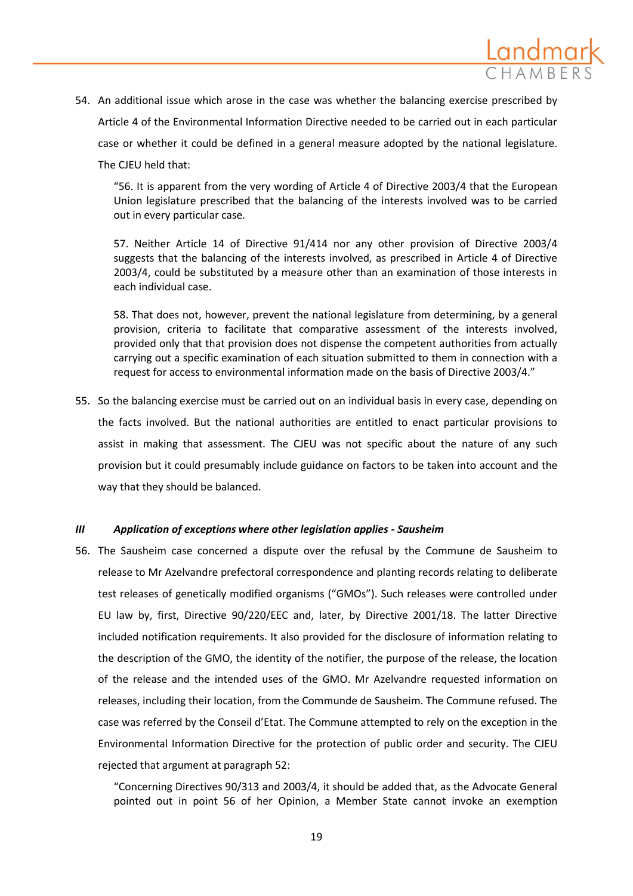54. An additional issue which arose in the case was whether the balancing exercise prescribed by Article 4 of the Environmental Information Directive needed to be carried out in each particular case or whether it could be defined in a general measure adopted by the national legislature. The CJEU held that:

> "56. It is apparent from the very wording of Article 4 of Directive 2003/4 that the European Union legislature prescribed that the balancing of the interests involved was to be carried out in every particular case.
>
> 57. Neither Article 14 of Directive 91/414 nor any other provision of Directive 2003/4 suggests that the balancing of the interests involved, as prescribed in Article 4 of Directive 2003/4, could be substituted by a measure other than an examination of those interests in each individual case.
>
> 58. That does not, however, prevent the national legislature from determining, by a general provision, criteria to facilitate that comparative assessment of the interests involved, provided only that that provision does not dispense the competent authorities from actually carrying out a specific examination of each situation submitted to them in connection with a request for access to environmental information made on the basis of Directive 2003/4."

55. So the balancing exercise must be carried out on an individual basis in every case, depending on the facts involved. But the national authorities are entitled to enact particular provisions to assist in making that assessment. The CJEU was not specific about the nature of any such provision but it could presumably include guidance on factors to be taken into account and the way that they should be balanced.

### *III Application of exceptions where other legislation applies - Sausheim*

56. The Sausheim case concerned a dispute over the refusal by the Commune de Sausheim to release to Mr Azelvandre prefectoral correspondence and planting records relating to deliberate test releases of genetically modified organisms ("GMOs"). Such releases were controlled under EU law by, first, Directive 90/220/EEC and, later, by Directive 2001/18. The latter Directive included notification requirements. It also provided for the disclosure of information relating to the description of the GMO, the identity of the notifier, the purpose of the release, the location of the release and the intended uses of the GMO. Mr Azelvandre requested information on releases, including their location, from the Commune de Sausheim. The Commune refused. The case was referred by the Conseil d'Etat. The Commune attempted to rely on the exception in the Environmental Information Directive for the protection of public order and security. The CJEU rejected that argument at paragraph 52:

> "Concerning Directives 90/313 and 2003/4, it should be added that, as the Advocate General pointed out in point 56 of her Opinion, a Member State cannot invoke an exemption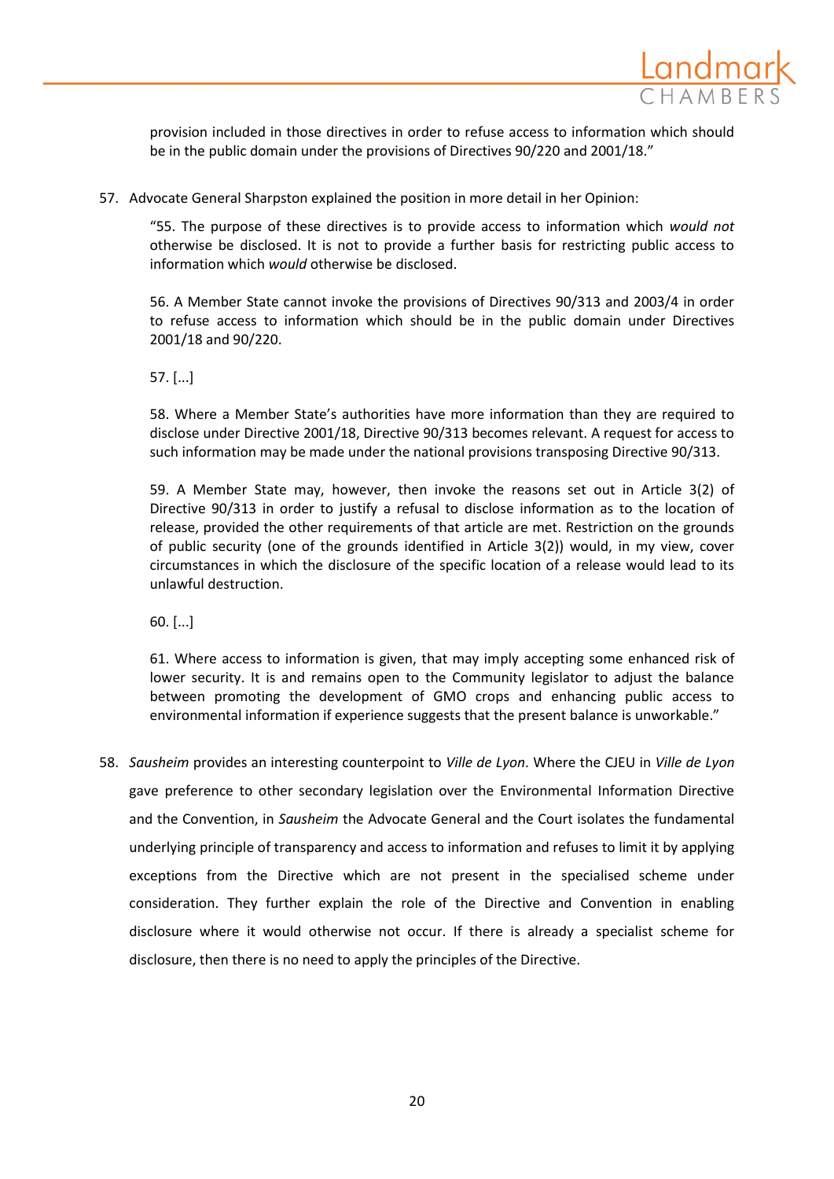provision included in those directives in order to refuse access to information which should be in the public domain under the provisions of Directives 90/220 and 2001/18."

57. Advocate General Sharpston explained the position in more detail in her Opinion:

> "55. The purpose of these directives is to provide access to information which *would not* otherwise be disclosed. It is not to provide a further basis for restricting public access to information which *would* otherwise be disclosed.
>
> 56. A Member State cannot invoke the provisions of Directives 90/313 and 2003/4 in order to refuse access to information which should be in the public domain under Directives 2001/18 and 90/220.
>
> 57. [...]
>
> 58. Where a Member State's authorities have more information than they are required to disclose under Directive 2001/18, Directive 90/313 becomes relevant. A request for access to such information may be made under the national provisions transposing Directive 90/313.
>
> 59. A Member State may, however, then invoke the reasons set out in Article 3(2) of Directive 90/313 in order to justify a refusal to disclose information as to the location of release, provided the other requirements of that article are met. Restriction on the grounds of public security (one of the grounds identified in Article 3(2)) would, in my view, cover circumstances in which the disclosure of the specific location of a release would lead to its unlawful destruction.
>
> 60. [...]
>
> 61. Where access to information is given, that may imply accepting some enhanced risk of lower security. It is and remains open to the Community legislator to adjust the balance between promoting the development of GMO crops and enhancing public access to environmental information if experience suggests that the present balance is unworkable."

58. *Sausheim* provides an interesting counterpoint to *Ville de Lyon*. Where the CJEU in *Ville de Lyon* gave preference to other secondary legislation over the Environmental Information Directive and the Convention, in *Sausheim* the Advocate General and the Court isolates the fundamental underlying principle of transparency and access to information and refuses to limit it by applying exceptions from the Directive which are not present in the specialised scheme under consideration. They further explain the role of the Directive and Convention in enabling disclosure where it would otherwise not occur. If there is already a specialist scheme for disclosure, then there is no need to apply the principles of the Directive.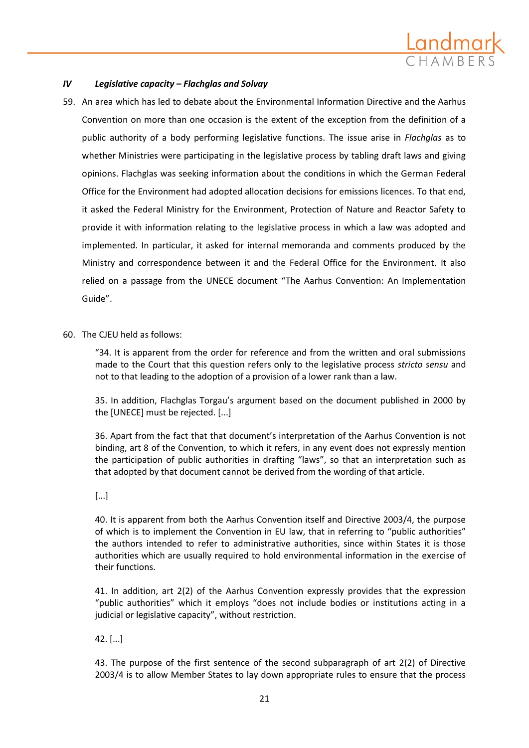### *IV Legislative capacity – Flachglas and Solvay*

59. An area which has led to debate about the Environmental Information Directive and the Aarhus Convention on more than one occasion is the extent of the exception from the definition of a public authority of a body performing legislative functions. The issue arise in *Flachglas* as to whether Ministries were participating in the legislative process by tabling draft laws and giving opinions. Flachglas was seeking information about the conditions in which the German Federal Office for the Environment had adopted allocation decisions for emissions licences. To that end, it asked the Federal Ministry for the Environment, Protection of Nature and Reactor Safety to provide it with information relating to the legislative process in which a law was adopted and implemented. In particular, it asked for internal memoranda and comments produced by the Ministry and correspondence between it and the Federal Office for the Environment. It also relied on a passage from the UNECE document "The Aarhus Convention: An Implementation Guide".

60. The CJEU held as follows:

> "34. It is apparent from the order for reference and from the written and oral submissions made to the Court that this question refers only to the legislative process *stricto sensu* and not to that leading to the adoption of a provision of a lower rank than a law.
>
> 35. In addition, Flachglas Torgau's argument based on the document published in 2000 by the [UNECE] must be rejected. [...]
>
> 36. Apart from the fact that that document's interpretation of the Aarhus Convention is not binding, art 8 of the Convention, to which it refers, in any event does not expressly mention the participation of public authorities in drafting "laws", so that an interpretation such as that adopted by that document cannot be derived from the wording of that article.
>
> [...]
>
> 40. It is apparent from both the Aarhus Convention itself and Directive 2003/4, the purpose of which is to implement the Convention in EU law, that in referring to "public authorities" the authors intended to refer to administrative authorities, since within States it is those authorities which are usually required to hold environmental information in the exercise of their functions.
>
> 41. In addition, art 2(2) of the Aarhus Convention expressly provides that the expression "public authorities" which it employs "does not include bodies or institutions acting in a judicial or legislative capacity", without restriction.
>
> 42. [...]
>
> 43. The purpose of the first sentence of the second subparagraph of art 2(2) of Directive 2003/4 is to allow Member States to lay down appropriate rules to ensure that the process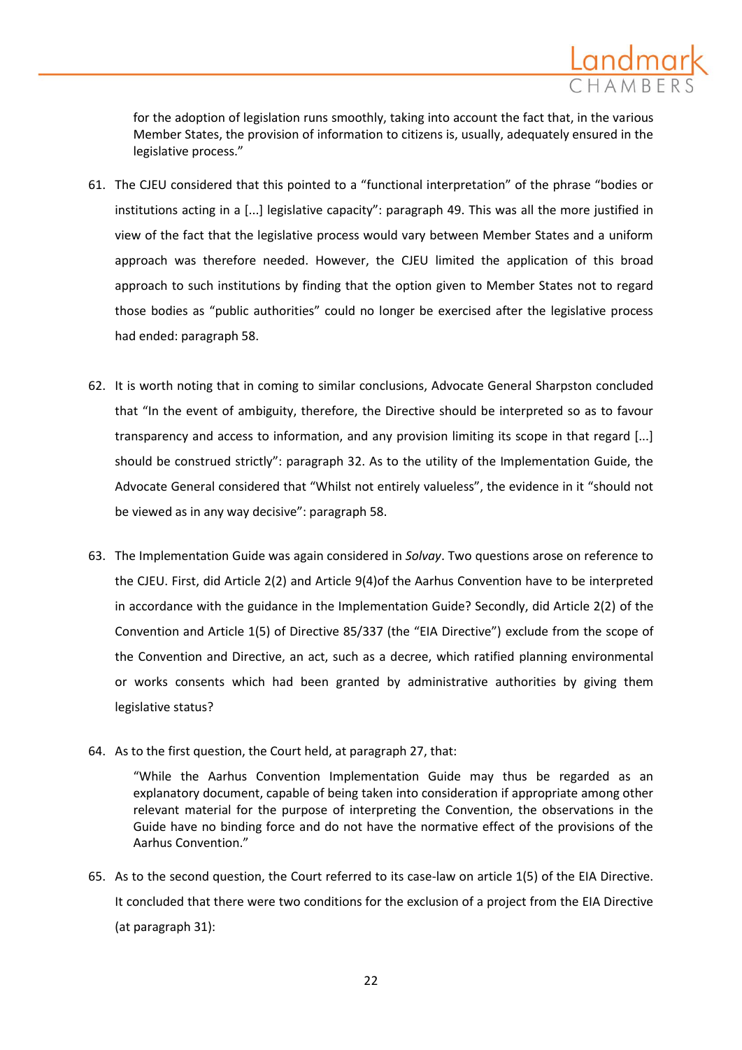for the adoption of legislation runs smoothly, taking into account the fact that, in the various Member States, the provision of information to citizens is, usually, adequately ensured in the legislative process."

61. The CJEU considered that this pointed to a "functional interpretation" of the phrase "bodies or institutions acting in a [...] legislative capacity": paragraph 49. This was all the more justified in view of the fact that the legislative process would vary between Member States and a uniform approach was therefore needed. However, the CJEU limited the application of this broad approach to such institutions by finding that the option given to Member States not to regard those bodies as "public authorities" could no longer be exercised after the legislative process had ended: paragraph 58.

62. It is worth noting that in coming to similar conclusions, Advocate General Sharpston concluded that "In the event of ambiguity, therefore, the Directive should be interpreted so as to favour transparency and access to information, and any provision limiting its scope in that regard [...] should be construed strictly": paragraph 32. As to the utility of the Implementation Guide, the Advocate General considered that "Whilst not entirely valueless", the evidence in it "should not be viewed as in any way decisive": paragraph 58.

63. The Implementation Guide was again considered in *Solvay*. Two questions arose on reference to the CJEU. First, did Article 2(2) and Article 9(4)of the Aarhus Convention have to be interpreted in accordance with the guidance in the Implementation Guide? Secondly, did Article 2(2) of the Convention and Article 1(5) of Directive 85/337 (the "EIA Directive") exclude from the scope of the Convention and Directive, an act, such as a decree, which ratified planning environmental or works consents which had been granted by administrative authorities by giving them legislative status?

64. As to the first question, the Court held, at paragraph 27, that:

   > "While the Aarhus Convention Implementation Guide may thus be regarded as an explanatory document, capable of being taken into consideration if appropriate among other relevant material for the purpose of interpreting the Convention, the observations in the Guide have no binding force and do not have the normative effect of the provisions of the Aarhus Convention."

65. As to the second question, the Court referred to its case-law on article 1(5) of the EIA Directive. It concluded that there were two conditions for the exclusion of a project from the EIA Directive (at paragraph 31):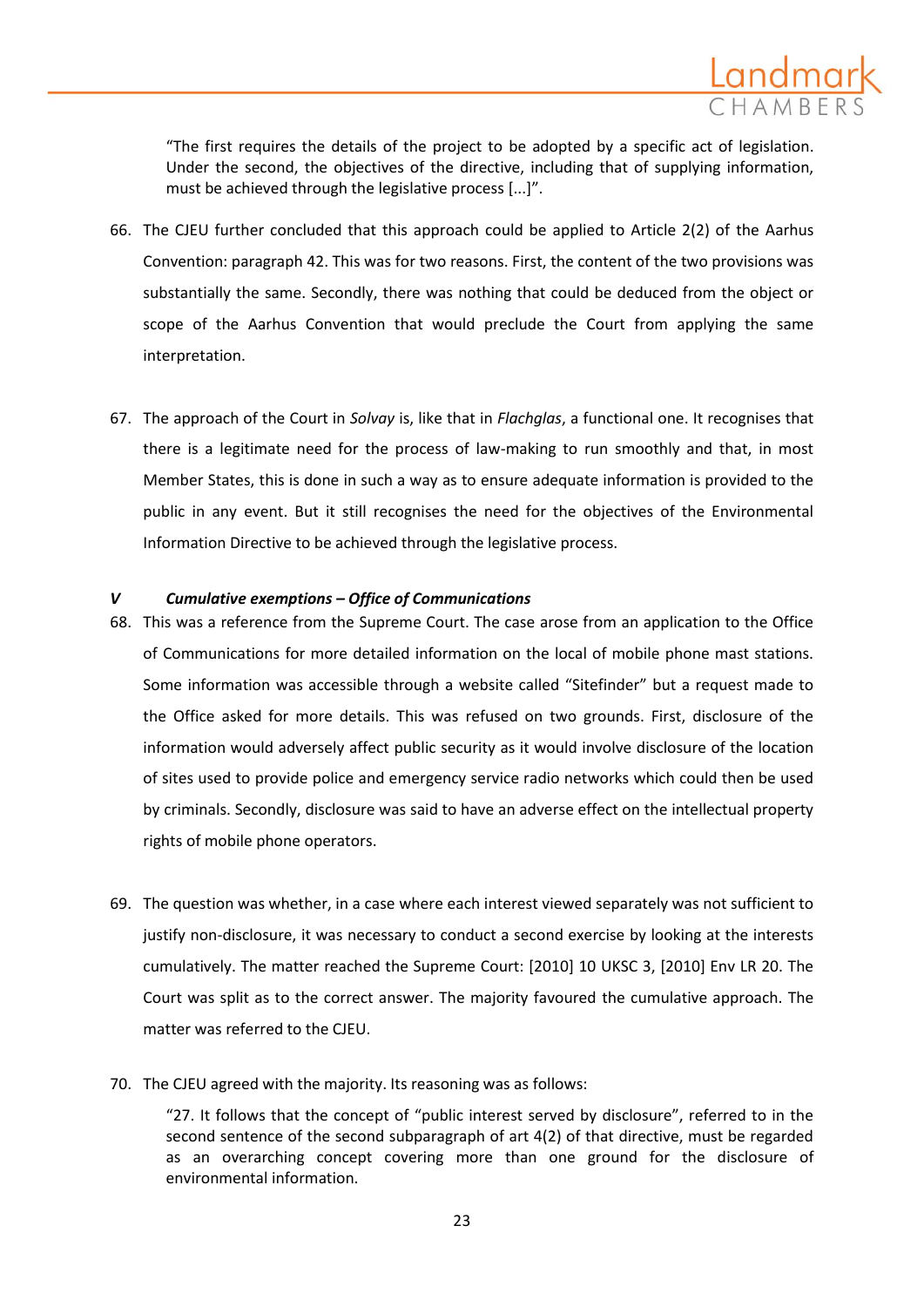"The first requires the details of the project to be adopted by a specific act of legislation. Under the second, the objectives of the directive, including that of supplying information, must be achieved through the legislative process [...]".

66. The CJEU further concluded that this approach could be applied to Article 2(2) of the Aarhus Convention: paragraph 42. This was for two reasons. First, the content of the two provisions was substantially the same. Secondly, there was nothing that could be deduced from the object or scope of the Aarhus Convention that would preclude the Court from applying the same interpretation.

67. The approach of the Court in *Solvay* is, like that in *Flachglas*, a functional one. It recognises that there is a legitimate need for the process of law-making to run smoothly and that, in most Member States, this is done in such a way as to ensure adequate information is provided to the public in any event. But it still recognises the need for the objectives of the Environmental Information Directive to be achieved through the legislative process.

### *V Cumulative exemptions – Office of Communications*

68. This was a reference from the Supreme Court. The case arose from an application to the Office of Communications for more detailed information on the local of mobile phone mast stations. Some information was accessible through a website called "Sitefinder" but a request made to the Office asked for more details. This was refused on two grounds. First, disclosure of the information would adversely affect public security as it would involve disclosure of the location of sites used to provide police and emergency service radio networks which could then be used by criminals. Secondly, disclosure was said to have an adverse effect on the intellectual property rights of mobile phone operators.

69. The question was whether, in a case where each interest viewed separately was not sufficient to justify non-disclosure, it was necessary to conduct a second exercise by looking at the interests cumulatively. The matter reached the Supreme Court: [2010] 10 UKSC 3, [2010] Env LR 20. The Court was split as to the correct answer. The majority favoured the cumulative approach. The matter was referred to the CJEU.

70. The CJEU agreed with the majority. Its reasoning was as follows:

> "27. It follows that the concept of "public interest served by disclosure", referred to in the second sentence of the second subparagraph of art 4(2) of that directive, must be regarded as an overarching concept covering more than one ground for the disclosure of environmental information.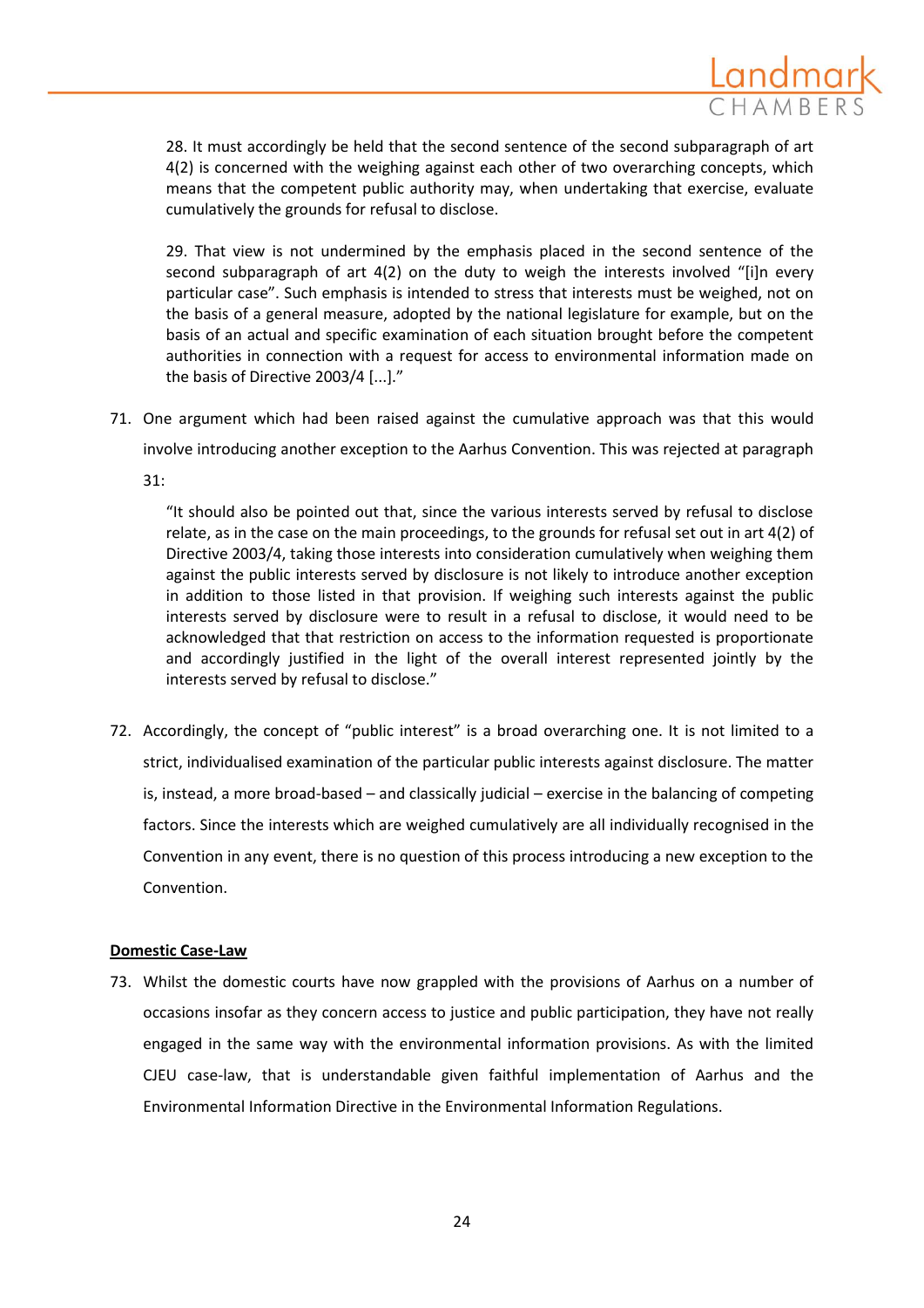> 28. It must accordingly be held that the second sentence of the second subparagraph of art 4(2) is concerned with the weighing against each other of two overarching concepts, which means that the competent public authority may, when undertaking that exercise, evaluate cumulatively the grounds for refusal to disclose.
>
> 29. That view is not undermined by the emphasis placed in the second sentence of the second subparagraph of art 4(2) on the duty to weigh the interests involved "[i]n every particular case". Such emphasis is intended to stress that interests must be weighed, not on the basis of a general measure, adopted by the national legislature for example, but on the basis of an actual and specific examination of each situation brought before the competent authorities in connection with a request for access to environmental information made on the basis of Directive 2003/4 [...]."

71. One argument which had been raised against the cumulative approach was that this would involve introducing another exception to the Aarhus Convention. This was rejected at paragraph 31:

> "It should also be pointed out that, since the various interests served by refusal to disclose relate, as in the case on the main proceedings, to the grounds for refusal set out in art 4(2) of Directive 2003/4, taking those interests into consideration cumulatively when weighing them against the public interests served by disclosure is not likely to introduce another exception in addition to those listed in that provision. If weighing such interests against the public interests served by disclosure were to result in a refusal to disclose, it would need to be acknowledged that that restriction on access to the information requested is proportionate and accordingly justified in the light of the overall interest represented jointly by the interests served by refusal to disclose."

72. Accordingly, the concept of "public interest" is a broad overarching one. It is not limited to a strict, individualised examination of the particular public interests against disclosure. The matter is, instead, a more broad-based – and classically judicial – exercise in the balancing of competing factors. Since the interests which are weighed cumulatively are all individually recognised in the Convention in any event, there is no question of this process introducing a new exception to the Convention.

**Domestic Case-Law**

73. Whilst the domestic courts have now grappled with the provisions of Aarhus on a number of occasions insofar as they concern access to justice and public participation, they have not really engaged in the same way with the environmental information provisions. As with the limited CJEU case-law, that is understandable given faithful implementation of Aarhus and the Environmental Information Directive in the Environmental Information Regulations.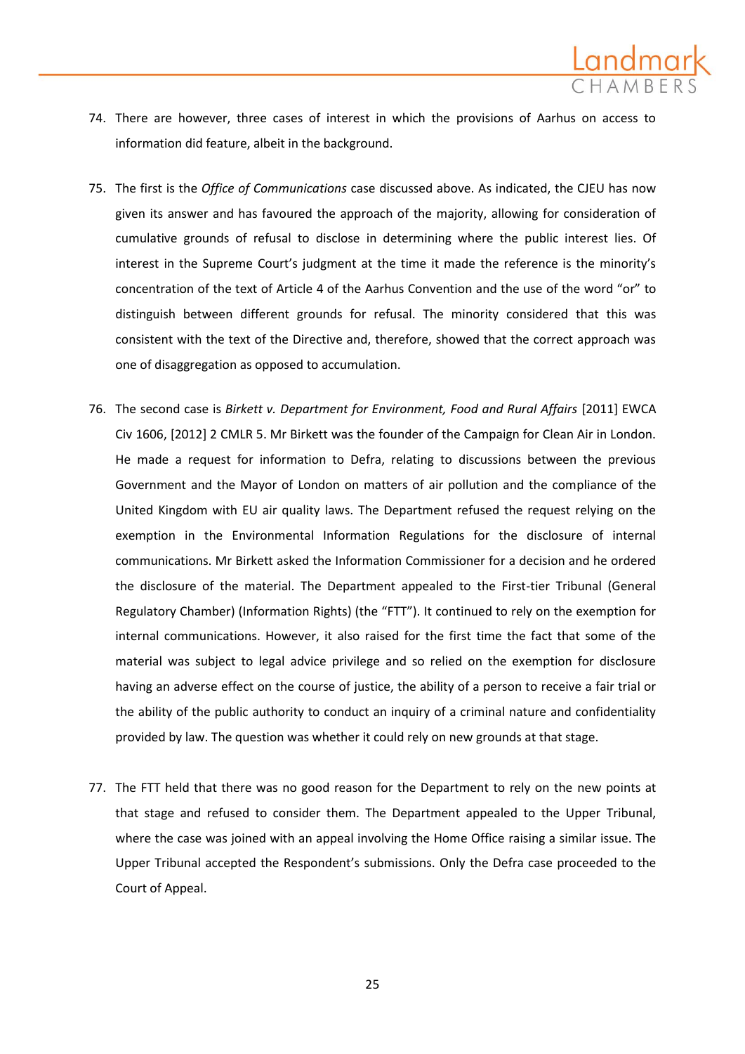74. There are however, three cases of interest in which the provisions of Aarhus on access to information did feature, albeit in the background.

75. The first is the *Office of Communications* case discussed above. As indicated, the CJEU has now given its answer and has favoured the approach of the majority, allowing for consideration of cumulative grounds of refusal to disclose in determining where the public interest lies. Of interest in the Supreme Court's judgment at the time it made the reference is the minority's concentration of the text of Article 4 of the Aarhus Convention and the use of the word "or" to distinguish between different grounds for refusal. The minority considered that this was consistent with the text of the Directive and, therefore, showed that the correct approach was one of disaggregation as opposed to accumulation.

76. The second case is *Birkett v. Department for Environment, Food and Rural Affairs* [2011] EWCA Civ 1606, [2012] 2 CMLR 5. Mr Birkett was the founder of the Campaign for Clean Air in London. He made a request for information to Defra, relating to discussions between the previous Government and the Mayor of London on matters of air pollution and the compliance of the United Kingdom with EU air quality laws. The Department refused the request relying on the exemption in the Environmental Information Regulations for the disclosure of internal communications. Mr Birkett asked the Information Commissioner for a decision and he ordered the disclosure of the material. The Department appealed to the First-tier Tribunal (General Regulatory Chamber) (Information Rights) (the "FTT"). It continued to rely on the exemption for internal communications. However, it also raised for the first time the fact that some of the material was subject to legal advice privilege and so relied on the exemption for disclosure having an adverse effect on the course of justice, the ability of a person to receive a fair trial or the ability of the public authority to conduct an inquiry of a criminal nature and confidentiality provided by law. The question was whether it could rely on new grounds at that stage.

77. The FTT held that there was no good reason for the Department to rely on the new points at that stage and refused to consider them. The Department appealed to the Upper Tribunal, where the case was joined with an appeal involving the Home Office raising a similar issue. The Upper Tribunal accepted the Respondent's submissions. Only the Defra case proceeded to the Court of Appeal.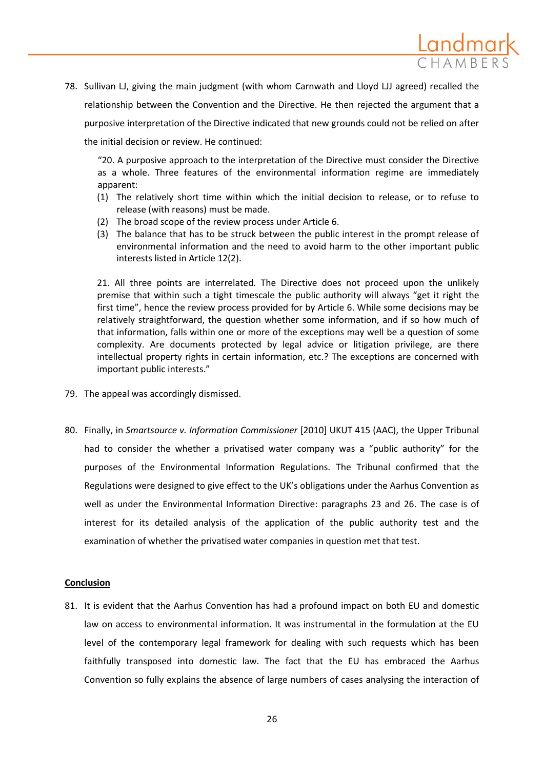78. Sullivan LJ, giving the main judgment (with whom Carnwath and Lloyd LJJ agreed) recalled the relationship between the Convention and the Directive. He then rejected the argument that a purposive interpretation of the Directive indicated that new grounds could not be relied on after the initial decision or review. He continued:

> "20. A purposive approach to the interpretation of the Directive must consider the Directive as a whole. Three features of the environmental information regime are immediately apparent:
>
> (1) The relatively short time within which the initial decision to release, or to refuse to release (with reasons) must be made.
> (2) The broad scope of the review process under Article 6.
> (3) The balance that has to be struck between the public interest in the prompt release of environmental information and the need to avoid harm to the other important public interests listed in Article 12(2).
>
> 21. All three points are interrelated. The Directive does not proceed upon the unlikely premise that within such a tight timescale the public authority will always "get it right the first time", hence the review process provided for by Article 6. While some decisions may be relatively straightforward, the question whether some information, and if so how much of that information, falls within one or more of the exceptions may well be a question of some complexity. Are documents protected by legal advice or litigation privilege, are there intellectual property rights in certain information, etc.? The exceptions are concerned with important public interests."

79. The appeal was accordingly dismissed.

80. Finally, in *Smartsource v. Information Commissioner* [2010] UKUT 415 (AAC), the Upper Tribunal had to consider the whether a privatised water company was a "public authority" for the purposes of the Environmental Information Regulations. The Tribunal confirmed that the Regulations were designed to give effect to the UK's obligations under the Aarhus Convention as well as under the Environmental Information Directive: paragraphs 23 and 26. The case is of interest for its detailed analysis of the application of the public authority test and the examination of whether the privatised water companies in question met that test.

**Conclusion**

81. It is evident that the Aarhus Convention has had a profound impact on both EU and domestic law on access to environmental information. It was instrumental in the formulation at the EU level of the contemporary legal framework for dealing with such requests which has been faithfully transposed into domestic law. The fact that the EU has embraced the Aarhus Convention so fully explains the absence of large numbers of cases analysing the interaction of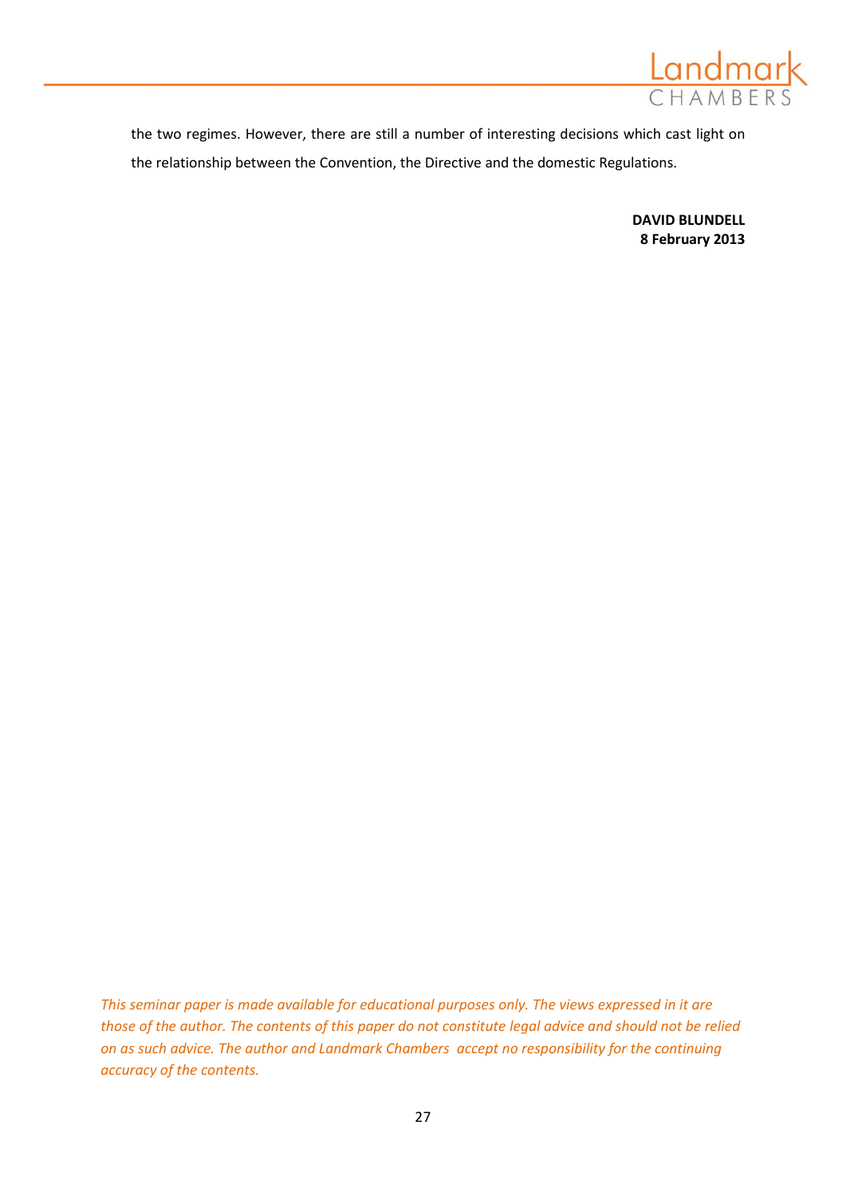the two regimes. However, there are still a number of interesting decisions which cast light on the relationship between the Convention, the Directive and the domestic Regulations.

**DAVID BLUNDELL**
**8 February 2013**

*This seminar paper is made available for educational purposes only. The views expressed in it are those of the author. The contents of this paper do not constitute legal advice and should not be relied on as such advice. The author and Landmark Chambers accept no responsibility for the continuing accuracy of the contents.*